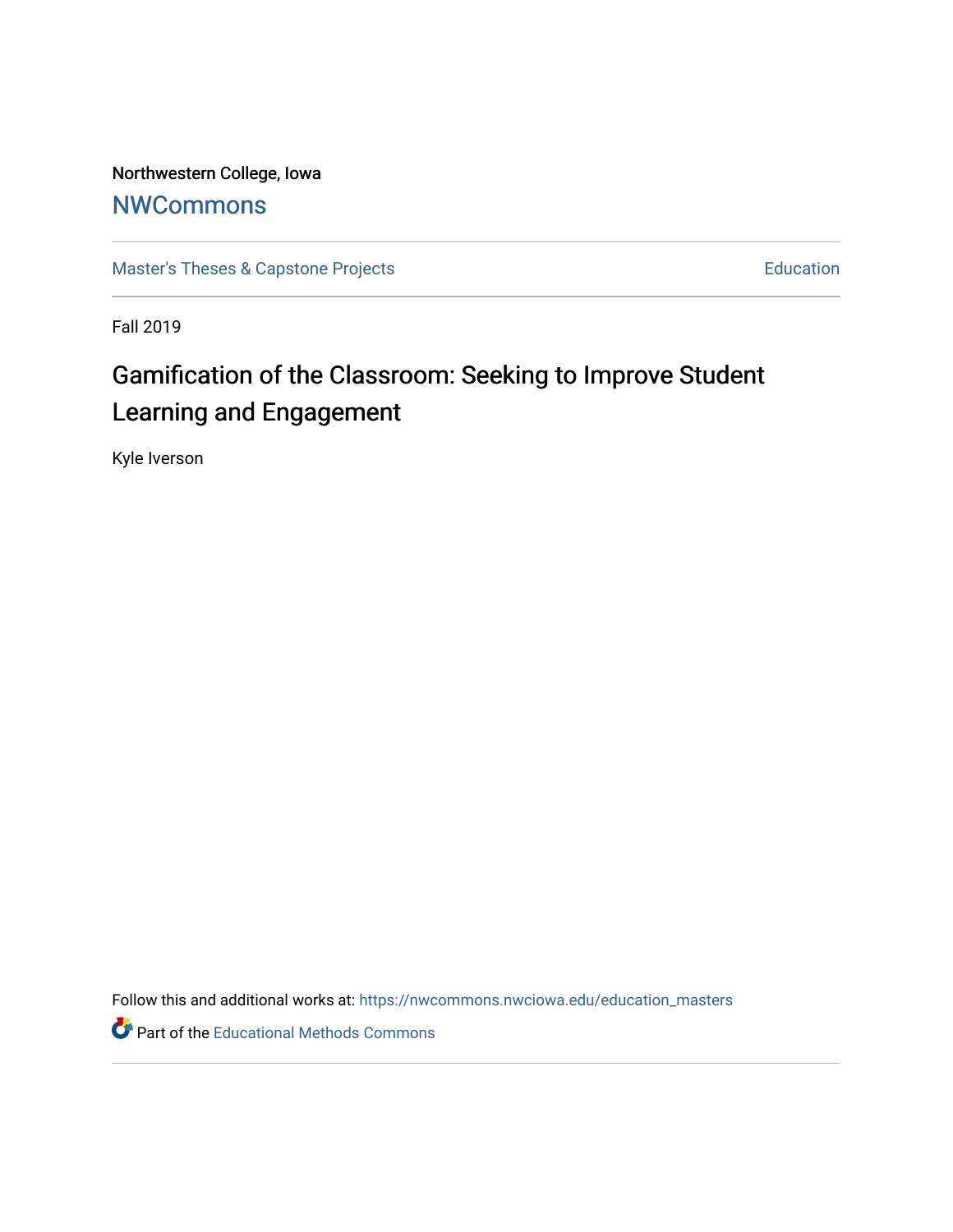Northwestern College, Iowa

# NWCommons

Master's Theses & Capstone Projects | Education

Fall 2019

# Gamification of the Classroom: Seeking to Improve Student Learning and Engagement

Kyle Iverson

Follow this and additional works at: https://nwcommons.nwciowa.edu/education_masters

Part of the Educational Methods Commons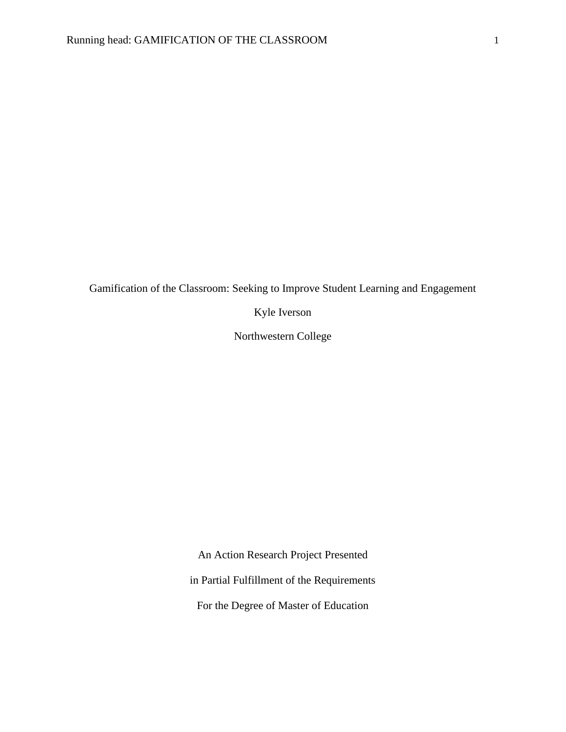Gamification of the Classroom: Seeking to Improve Student Learning and Engagement

Kyle Iverson

Northwestern College

An Action Research Project Presented

in Partial Fulfillment of the Requirements

For the Degree of Master of Education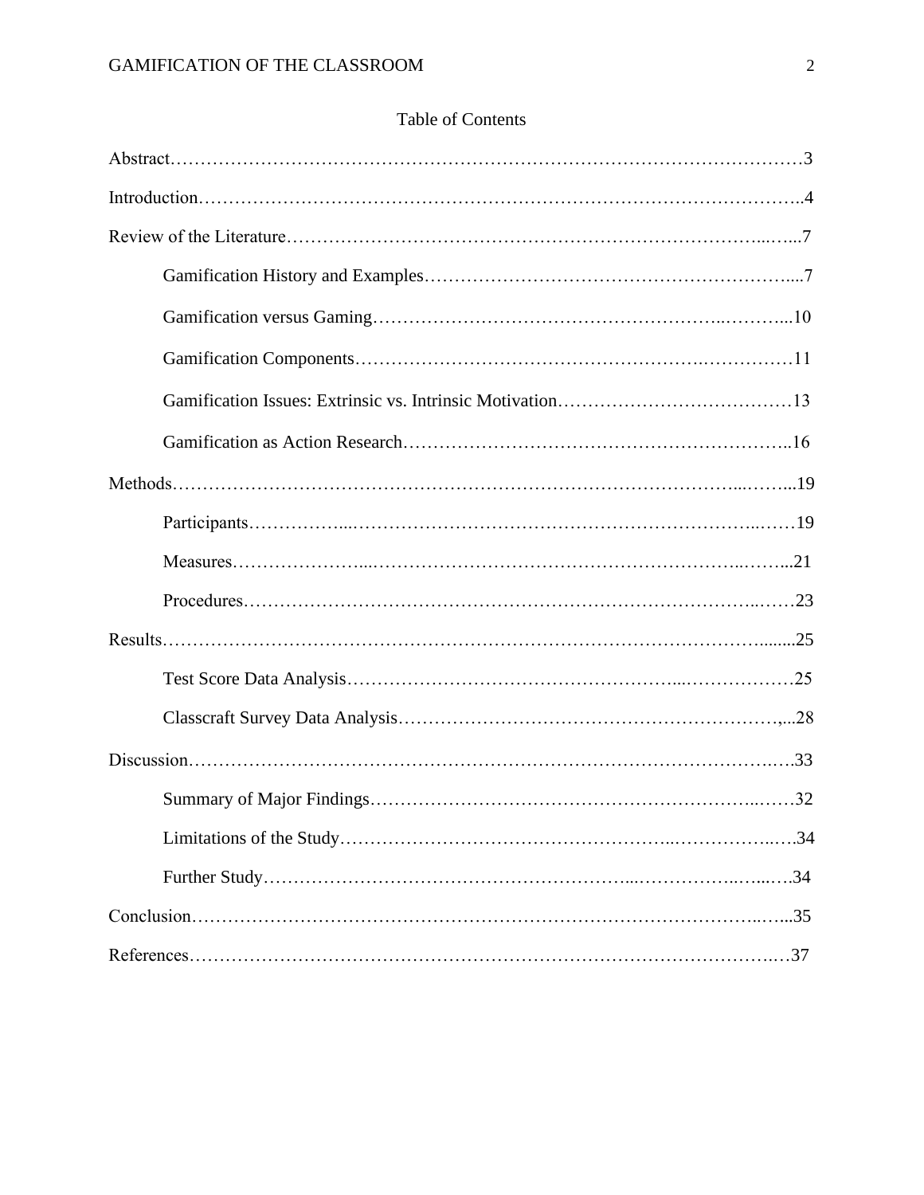# Table of Contents

Abstract……………………………………………………………………………………………3

Introduction…………………………………………………………………………………..4

Review of the Literature………………………………………………………………...…...7

- Gamification History and Examples……………………………………………………...7
- Gamification versus Gaming………………………………………………..………...10
- Gamification Components………………………………………………….……………11
- Gamification Issues: Extrinsic vs. Intrinsic Motivation…………………………………13
- Gamification as Action Research……………………………………………………..16

Methods…………………………………………………………………………...……...19

- Participants……………...…………………………………………………………..……19
- Measures…………………...……………………………………………………..……...21
- Procedures………………………………………………………………………..……23

Results……………………………………………………………………………………........25

- Test Score Data Analysis……………………………………………......………………25
- Classcraft Survey Data Analysis……………………………………………………….,...28

Discussion……………………………………………………………………………….….33

- Summary of Major Findings…………………………………………………………...……32
- Limitations of the Study……………………………………………..……………..….34
- Further Study…………………………………………………...…………….…....….34

Conclusion…………………………………………………………………………………..…...35

References………………………………………………………………………………….…37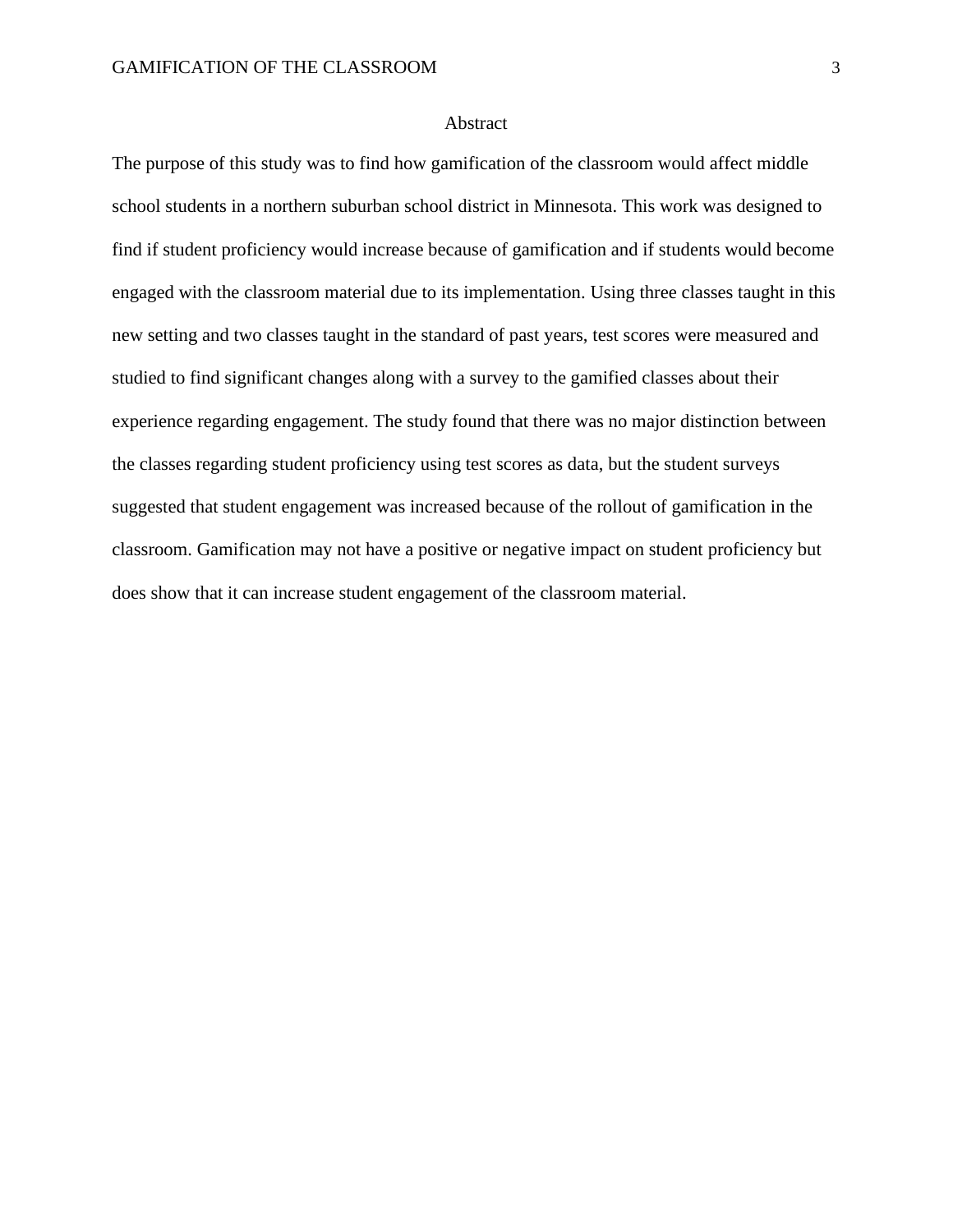# Abstract

The purpose of this study was to find how gamification of the classroom would affect middle school students in a northern suburban school district in Minnesota. This work was designed to find if student proficiency would increase because of gamification and if students would become engaged with the classroom material due to its implementation. Using three classes taught in this new setting and two classes taught in the standard of past years, test scores were measured and studied to find significant changes along with a survey to the gamified classes about their experience regarding engagement. The study found that there was no major distinction between the classes regarding student proficiency using test scores as data, but the student surveys suggested that student engagement was increased because of the rollout of gamification in the classroom. Gamification may not have a positive or negative impact on student proficiency but does show that it can increase student engagement of the classroom material.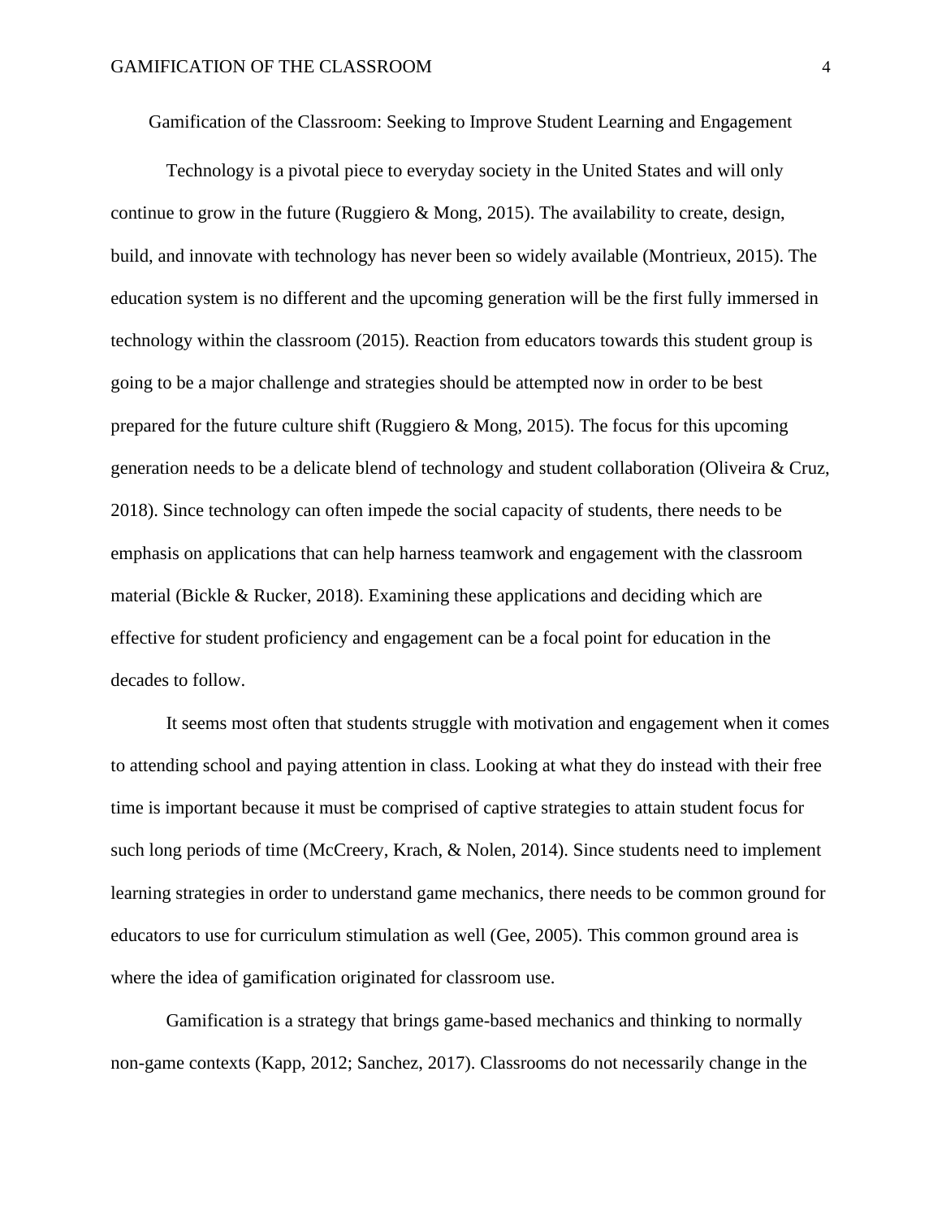# Gamification of the Classroom: Seeking to Improve Student Learning and Engagement

Technology is a pivotal piece to everyday society in the United States and will only continue to grow in the future (Ruggiero & Mong, 2015). The availability to create, design, build, and innovate with technology has never been so widely available (Montrieux, 2015). The education system is no different and the upcoming generation will be the first fully immersed in technology within the classroom (2015). Reaction from educators towards this student group is going to be a major challenge and strategies should be attempted now in order to be best prepared for the future culture shift (Ruggiero & Mong, 2015). The focus for this upcoming generation needs to be a delicate blend of technology and student collaboration (Oliveira & Cruz, 2018). Since technology can often impede the social capacity of students, there needs to be emphasis on applications that can help harness teamwork and engagement with the classroom material (Bickle & Rucker, 2018). Examining these applications and deciding which are effective for student proficiency and engagement can be a focal point for education in the decades to follow.

It seems most often that students struggle with motivation and engagement when it comes to attending school and paying attention in class. Looking at what they do instead with their free time is important because it must be comprised of captive strategies to attain student focus for such long periods of time (McCreery, Krach, & Nolen, 2014). Since students need to implement learning strategies in order to understand game mechanics, there needs to be common ground for educators to use for curriculum stimulation as well (Gee, 2005). This common ground area is where the idea of gamification originated for classroom use.

Gamification is a strategy that brings game-based mechanics and thinking to normally non-game contexts (Kapp, 2012; Sanchez, 2017). Classrooms do not necessarily change in the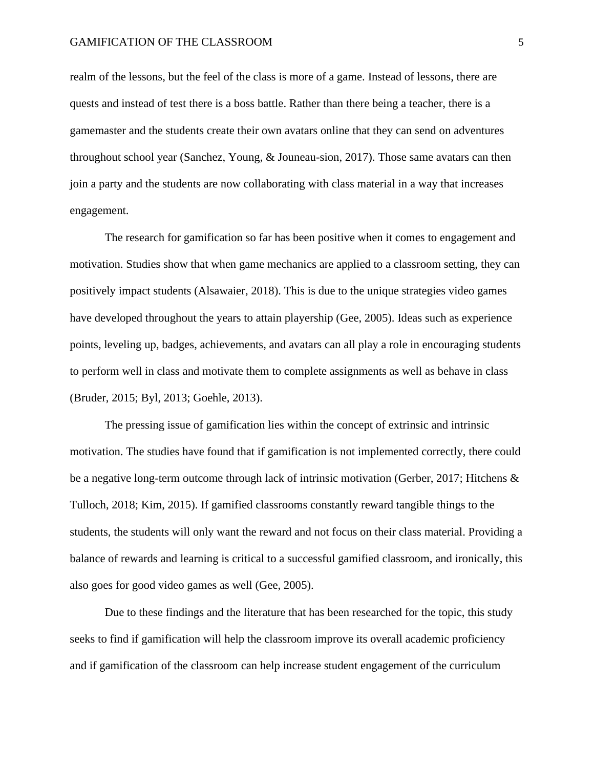realm of the lessons, but the feel of the class is more of a game. Instead of lessons, there are quests and instead of test there is a boss battle. Rather than there being a teacher, there is a gamemaster and the students create their own avatars online that they can send on adventures throughout school year (Sanchez, Young, & Jouneau-sion, 2017). Those same avatars can then join a party and the students are now collaborating with class material in a way that increases engagement.

The research for gamification so far has been positive when it comes to engagement and motivation. Studies show that when game mechanics are applied to a classroom setting, they can positively impact students (Alsawaier, 2018). This is due to the unique strategies video games have developed throughout the years to attain playership (Gee, 2005). Ideas such as experience points, leveling up, badges, achievements, and avatars can all play a role in encouraging students to perform well in class and motivate them to complete assignments as well as behave in class (Bruder, 2015; Byl, 2013; Goehle, 2013).

The pressing issue of gamification lies within the concept of extrinsic and intrinsic motivation. The studies have found that if gamification is not implemented correctly, there could be a negative long-term outcome through lack of intrinsic motivation (Gerber, 2017; Hitchens & Tulloch, 2018; Kim, 2015). If gamified classrooms constantly reward tangible things to the students, the students will only want the reward and not focus on their class material. Providing a balance of rewards and learning is critical to a successful gamified classroom, and ironically, this also goes for good video games as well (Gee, 2005).

Due to these findings and the literature that has been researched for the topic, this study seeks to find if gamification will help the classroom improve its overall academic proficiency and if gamification of the classroom can help increase student engagement of the curriculum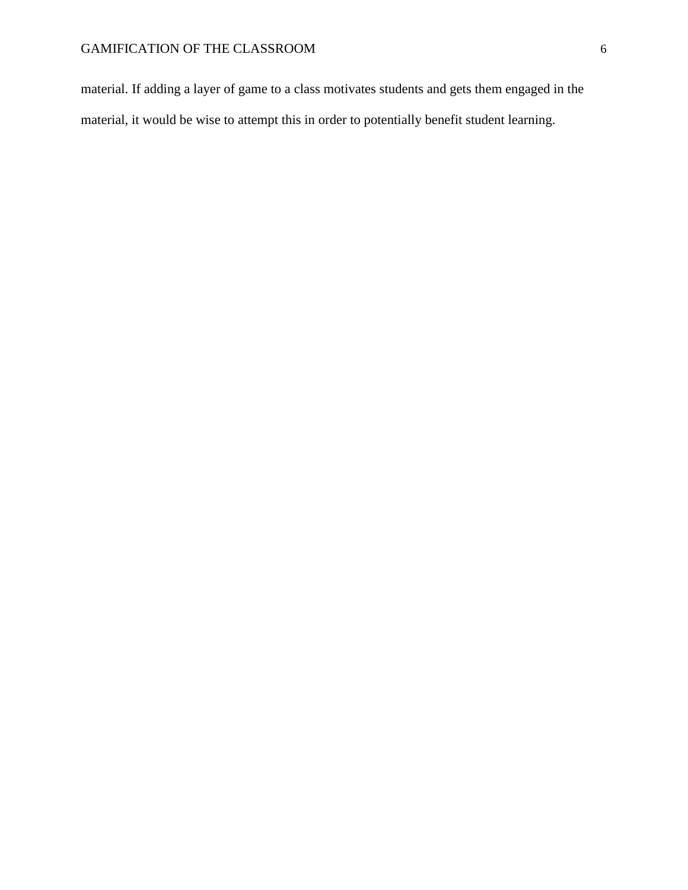material. If adding a layer of game to a class motivates students and gets them engaged in the material, it would be wise to attempt this in order to potentially benefit student learning.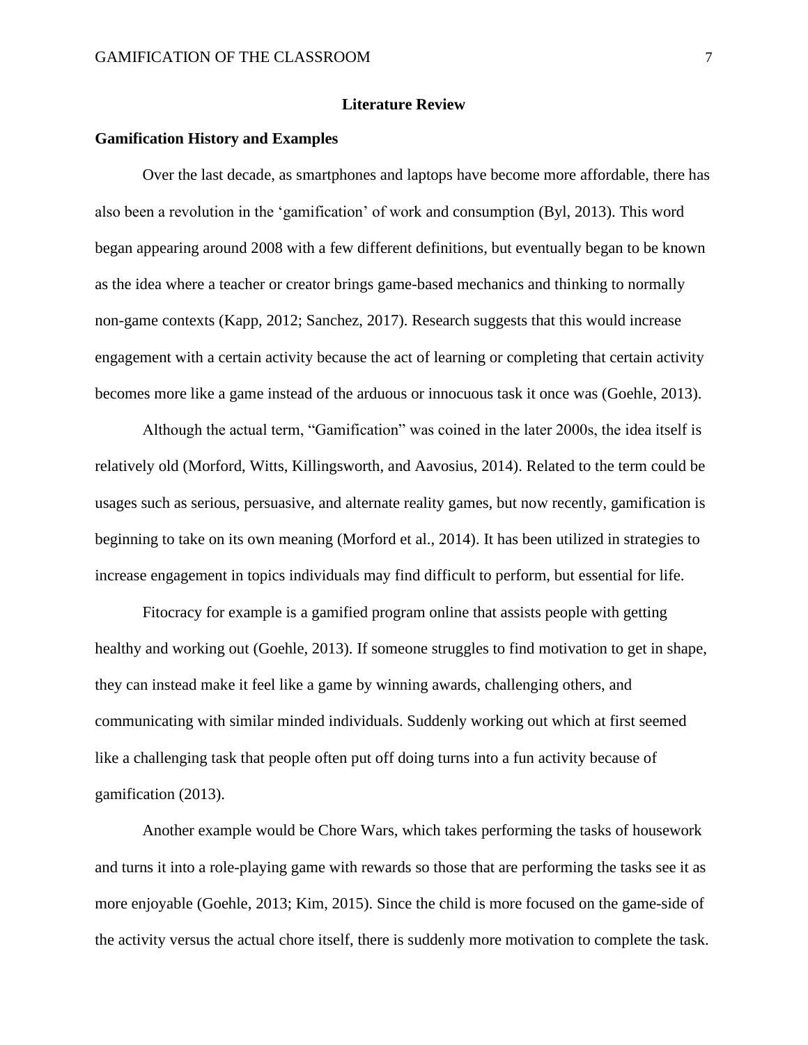# Literature Review

## Gamification History and Examples

Over the last decade, as smartphones and laptops have become more affordable, there has also been a revolution in the 'gamification' of work and consumption (Byl, 2013). This word began appearing around 2008 with a few different definitions, but eventually began to be known as the idea where a teacher or creator brings game-based mechanics and thinking to normally non-game contexts (Kapp, 2012; Sanchez, 2017). Research suggests that this would increase engagement with a certain activity because the act of learning or completing that certain activity becomes more like a game instead of the arduous or innocuous task it once was (Goehle, 2013).

Although the actual term, "Gamification" was coined in the later 2000s, the idea itself is relatively old (Morford, Witts, Killingsworth, and Aavosius, 2014). Related to the term could be usages such as serious, persuasive, and alternate reality games, but now recently, gamification is beginning to take on its own meaning (Morford et al., 2014). It has been utilized in strategies to increase engagement in topics individuals may find difficult to perform, but essential for life.

Fitocracy for example is a gamified program online that assists people with getting healthy and working out (Goehle, 2013). If someone struggles to find motivation to get in shape, they can instead make it feel like a game by winning awards, challenging others, and communicating with similar minded individuals. Suddenly working out which at first seemed like a challenging task that people often put off doing turns into a fun activity because of gamification (2013).

Another example would be Chore Wars, which takes performing the tasks of housework and turns it into a role-playing game with rewards so those that are performing the tasks see it as more enjoyable (Goehle, 2013; Kim, 2015). Since the child is more focused on the game-side of the activity versus the actual chore itself, there is suddenly more motivation to complete the task.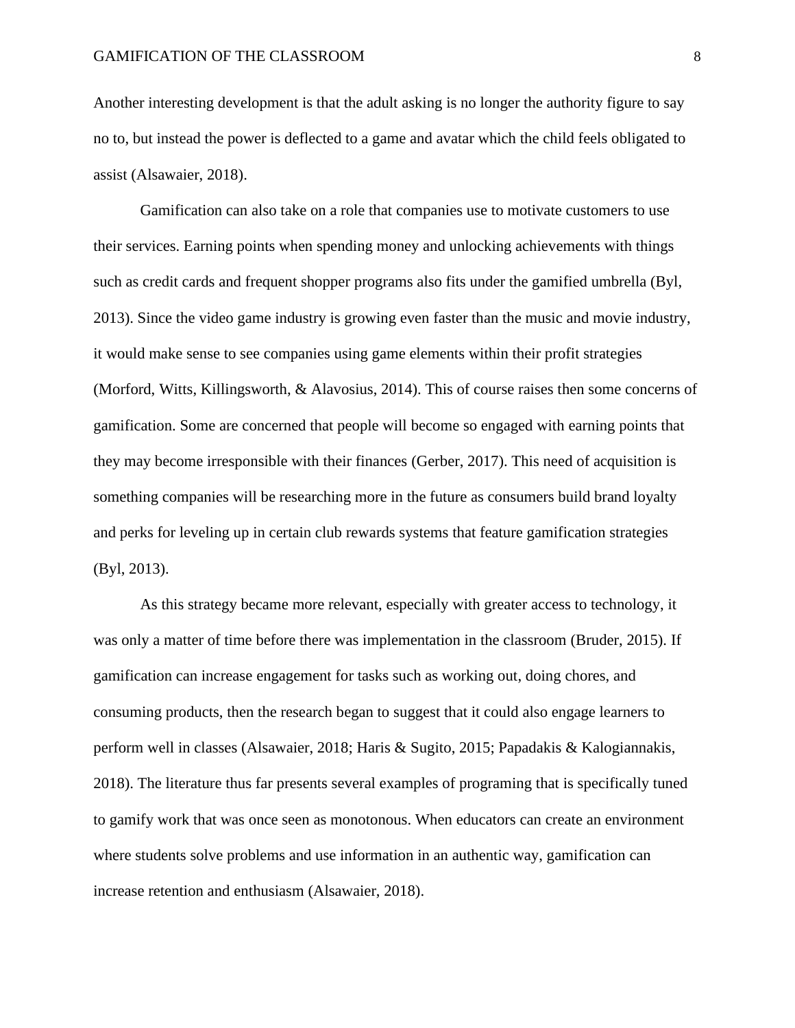Another interesting development is that the adult asking is no longer the authority figure to say no to, but instead the power is deflected to a game and avatar which the child feels obligated to assist (Alsawaier, 2018).

Gamification can also take on a role that companies use to motivate customers to use their services. Earning points when spending money and unlocking achievements with things such as credit cards and frequent shopper programs also fits under the gamified umbrella (Byl, 2013). Since the video game industry is growing even faster than the music and movie industry, it would make sense to see companies using game elements within their profit strategies (Morford, Witts, Killingsworth, & Alavosius, 2014). This of course raises then some concerns of gamification. Some are concerned that people will become so engaged with earning points that they may become irresponsible with their finances (Gerber, 2017). This need of acquisition is something companies will be researching more in the future as consumers build brand loyalty and perks for leveling up in certain club rewards systems that feature gamification strategies (Byl, 2013).

As this strategy became more relevant, especially with greater access to technology, it was only a matter of time before there was implementation in the classroom (Bruder, 2015). If gamification can increase engagement for tasks such as working out, doing chores, and consuming products, then the research began to suggest that it could also engage learners to perform well in classes (Alsawaier, 2018; Haris & Sugito, 2015; Papadakis & Kalogiannakis, 2018). The literature thus far presents several examples of programing that is specifically tuned to gamify work that was once seen as monotonous. When educators can create an environment where students solve problems and use information in an authentic way, gamification can increase retention and enthusiasm (Alsawaier, 2018).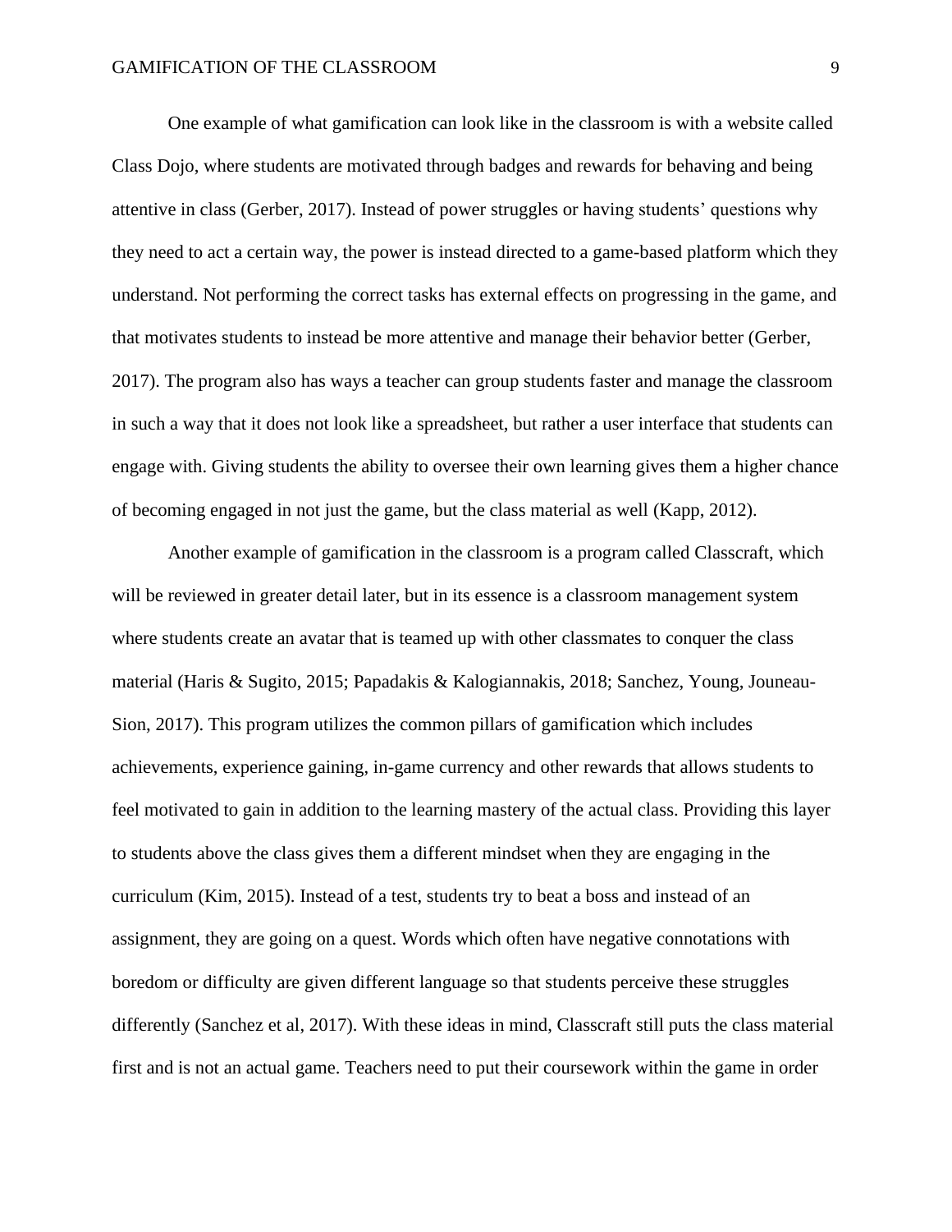One example of what gamification can look like in the classroom is with a website called Class Dojo, where students are motivated through badges and rewards for behaving and being attentive in class (Gerber, 2017). Instead of power struggles or having students' questions why they need to act a certain way, the power is instead directed to a game-based platform which they understand. Not performing the correct tasks has external effects on progressing in the game, and that motivates students to instead be more attentive and manage their behavior better (Gerber, 2017). The program also has ways a teacher can group students faster and manage the classroom in such a way that it does not look like a spreadsheet, but rather a user interface that students can engage with. Giving students the ability to oversee their own learning gives them a higher chance of becoming engaged in not just the game, but the class material as well (Kapp, 2012).

Another example of gamification in the classroom is a program called Classcraft, which will be reviewed in greater detail later, but in its essence is a classroom management system where students create an avatar that is teamed up with other classmates to conquer the class material (Haris & Sugito, 2015; Papadakis & Kalogiannakis, 2018; Sanchez, Young, Jouneau-Sion, 2017). This program utilizes the common pillars of gamification which includes achievements, experience gaining, in-game currency and other rewards that allows students to feel motivated to gain in addition to the learning mastery of the actual class. Providing this layer to students above the class gives them a different mindset when they are engaging in the curriculum (Kim, 2015). Instead of a test, students try to beat a boss and instead of an assignment, they are going on a quest. Words which often have negative connotations with boredom or difficulty are given different language so that students perceive these struggles differently (Sanchez et al, 2017). With these ideas in mind, Classcraft still puts the class material first and is not an actual game. Teachers need to put their coursework within the game in order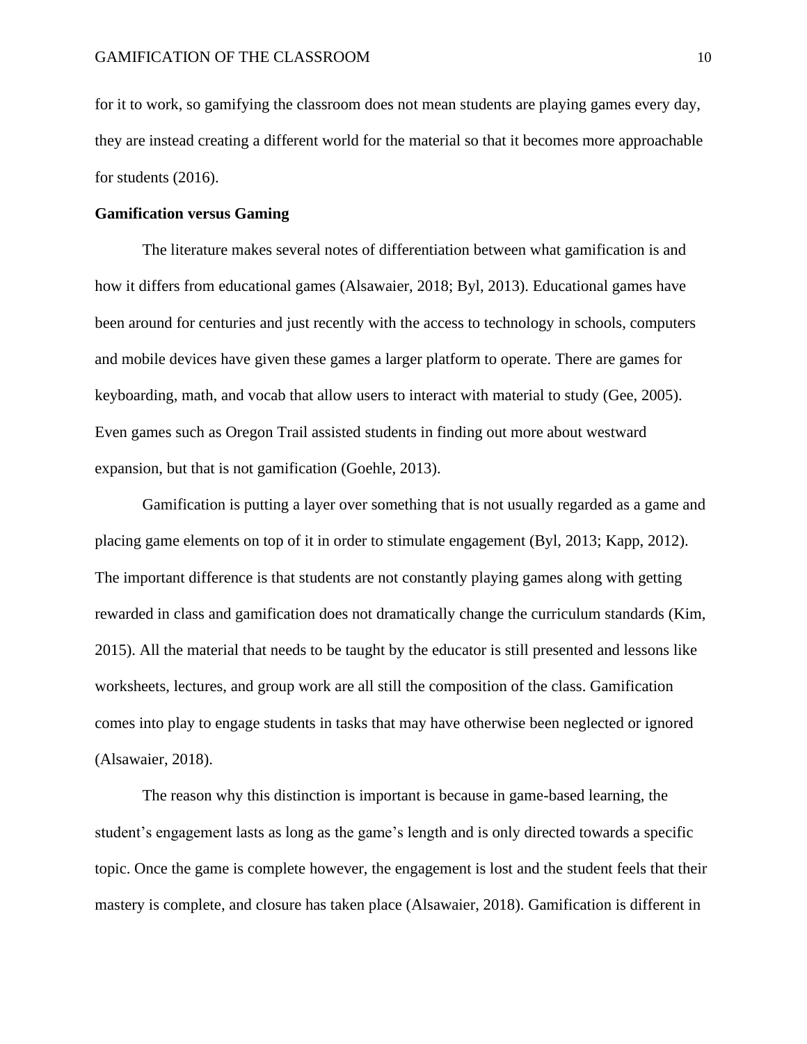for it to work, so gamifying the classroom does not mean students are playing games every day, they are instead creating a different world for the material so that it becomes more approachable for students (2016).

**Gamification versus Gaming**

The literature makes several notes of differentiation between what gamification is and how it differs from educational games (Alsawaier, 2018; Byl, 2013). Educational games have been around for centuries and just recently with the access to technology in schools, computers and mobile devices have given these games a larger platform to operate. There are games for keyboarding, math, and vocab that allow users to interact with material to study (Gee, 2005). Even games such as Oregon Trail assisted students in finding out more about westward expansion, but that is not gamification (Goehle, 2013).

Gamification is putting a layer over something that is not usually regarded as a game and placing game elements on top of it in order to stimulate engagement (Byl, 2013; Kapp, 2012). The important difference is that students are not constantly playing games along with getting rewarded in class and gamification does not dramatically change the curriculum standards (Kim, 2015). All the material that needs to be taught by the educator is still presented and lessons like worksheets, lectures, and group work are all still the composition of the class. Gamification comes into play to engage students in tasks that may have otherwise been neglected or ignored (Alsawaier, 2018).

The reason why this distinction is important is because in game-based learning, the student's engagement lasts as long as the game's length and is only directed towards a specific topic. Once the game is complete however, the engagement is lost and the student feels that their mastery is complete, and closure has taken place (Alsawaier, 2018). Gamification is different in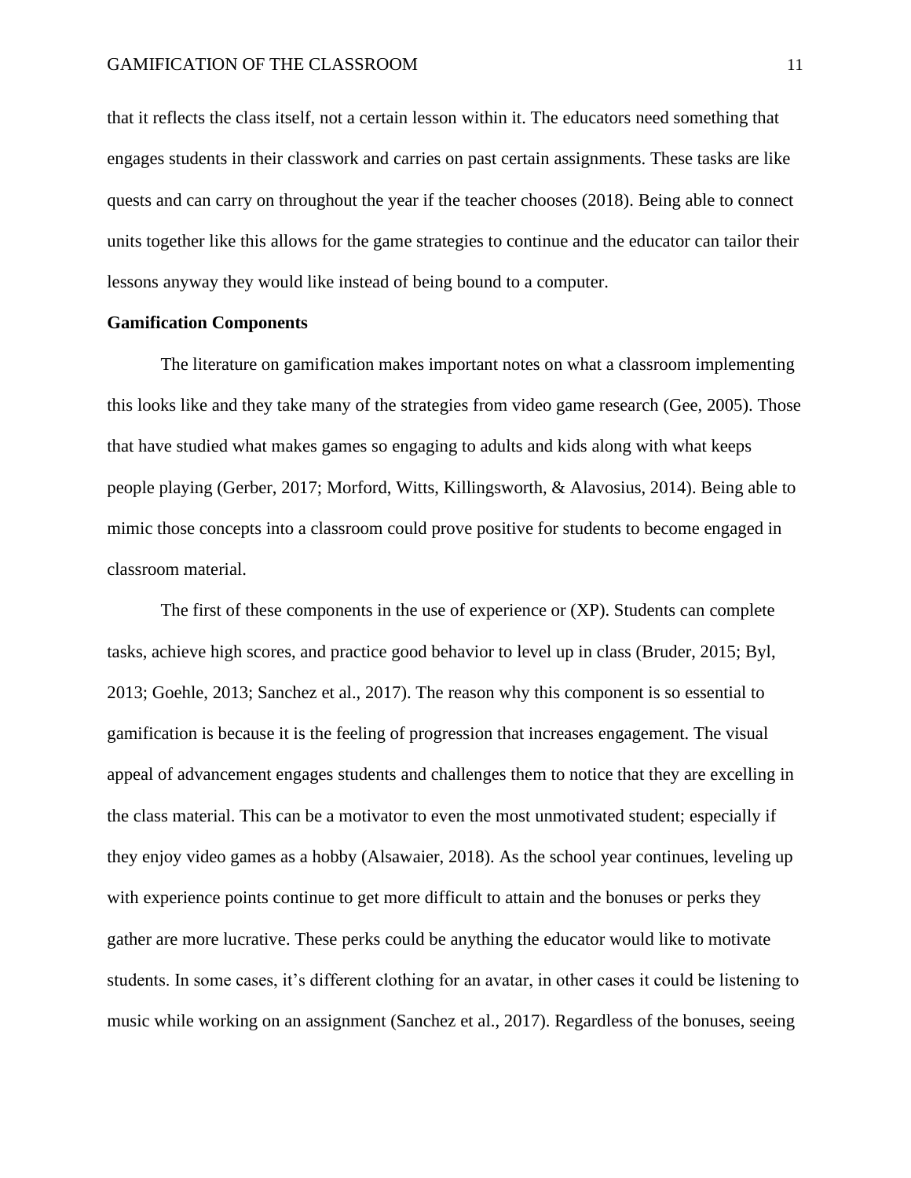that it reflects the class itself, not a certain lesson within it. The educators need something that engages students in their classwork and carries on past certain assignments. These tasks are like quests and can carry on throughout the year if the teacher chooses (2018). Being able to connect units together like this allows for the game strategies to continue and the educator can tailor their lessons anyway they would like instead of being bound to a computer.

**Gamification Components**

The literature on gamification makes important notes on what a classroom implementing this looks like and they take many of the strategies from video game research (Gee, 2005). Those that have studied what makes games so engaging to adults and kids along with what keeps people playing (Gerber, 2017; Morford, Witts, Killingsworth, & Alavosius, 2014). Being able to mimic those concepts into a classroom could prove positive for students to become engaged in classroom material.

The first of these components in the use of experience or (XP). Students can complete tasks, achieve high scores, and practice good behavior to level up in class (Bruder, 2015; Byl, 2013; Goehle, 2013; Sanchez et al., 2017). The reason why this component is so essential to gamification is because it is the feeling of progression that increases engagement. The visual appeal of advancement engages students and challenges them to notice that they are excelling in the class material. This can be a motivator to even the most unmotivated student; especially if they enjoy video games as a hobby (Alsawaier, 2018). As the school year continues, leveling up with experience points continue to get more difficult to attain and the bonuses or perks they gather are more lucrative. These perks could be anything the educator would like to motivate students. In some cases, it's different clothing for an avatar, in other cases it could be listening to music while working on an assignment (Sanchez et al., 2017). Regardless of the bonuses, seeing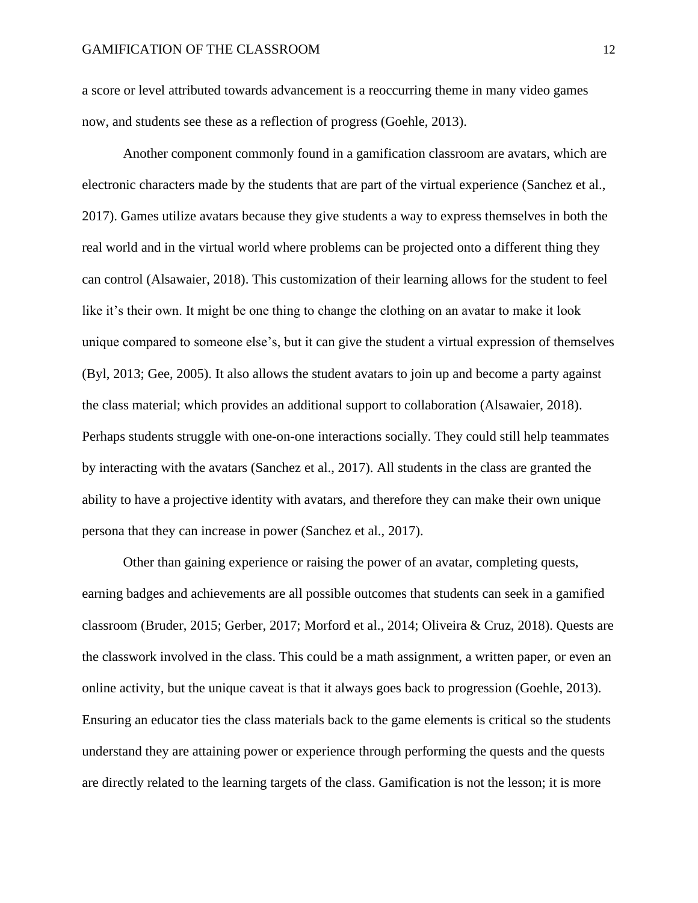a score or level attributed towards advancement is a reoccurring theme in many video games now, and students see these as a reflection of progress (Goehle, 2013).

Another component commonly found in a gamification classroom are avatars, which are electronic characters made by the students that are part of the virtual experience (Sanchez et al., 2017). Games utilize avatars because they give students a way to express themselves in both the real world and in the virtual world where problems can be projected onto a different thing they can control (Alsawaier, 2018). This customization of their learning allows for the student to feel like it's their own. It might be one thing to change the clothing on an avatar to make it look unique compared to someone else's, but it can give the student a virtual expression of themselves (Byl, 2013; Gee, 2005). It also allows the student avatars to join up and become a party against the class material; which provides an additional support to collaboration (Alsawaier, 2018). Perhaps students struggle with one-on-one interactions socially. They could still help teammates by interacting with the avatars (Sanchez et al., 2017). All students in the class are granted the ability to have a projective identity with avatars, and therefore they can make their own unique persona that they can increase in power (Sanchez et al., 2017).

Other than gaining experience or raising the power of an avatar, completing quests, earning badges and achievements are all possible outcomes that students can seek in a gamified classroom (Bruder, 2015; Gerber, 2017; Morford et al., 2014; Oliveira & Cruz, 2018). Quests are the classwork involved in the class. This could be a math assignment, a written paper, or even an online activity, but the unique caveat is that it always goes back to progression (Goehle, 2013). Ensuring an educator ties the class materials back to the game elements is critical so the students understand they are attaining power or experience through performing the quests and the quests are directly related to the learning targets of the class. Gamification is not the lesson; it is more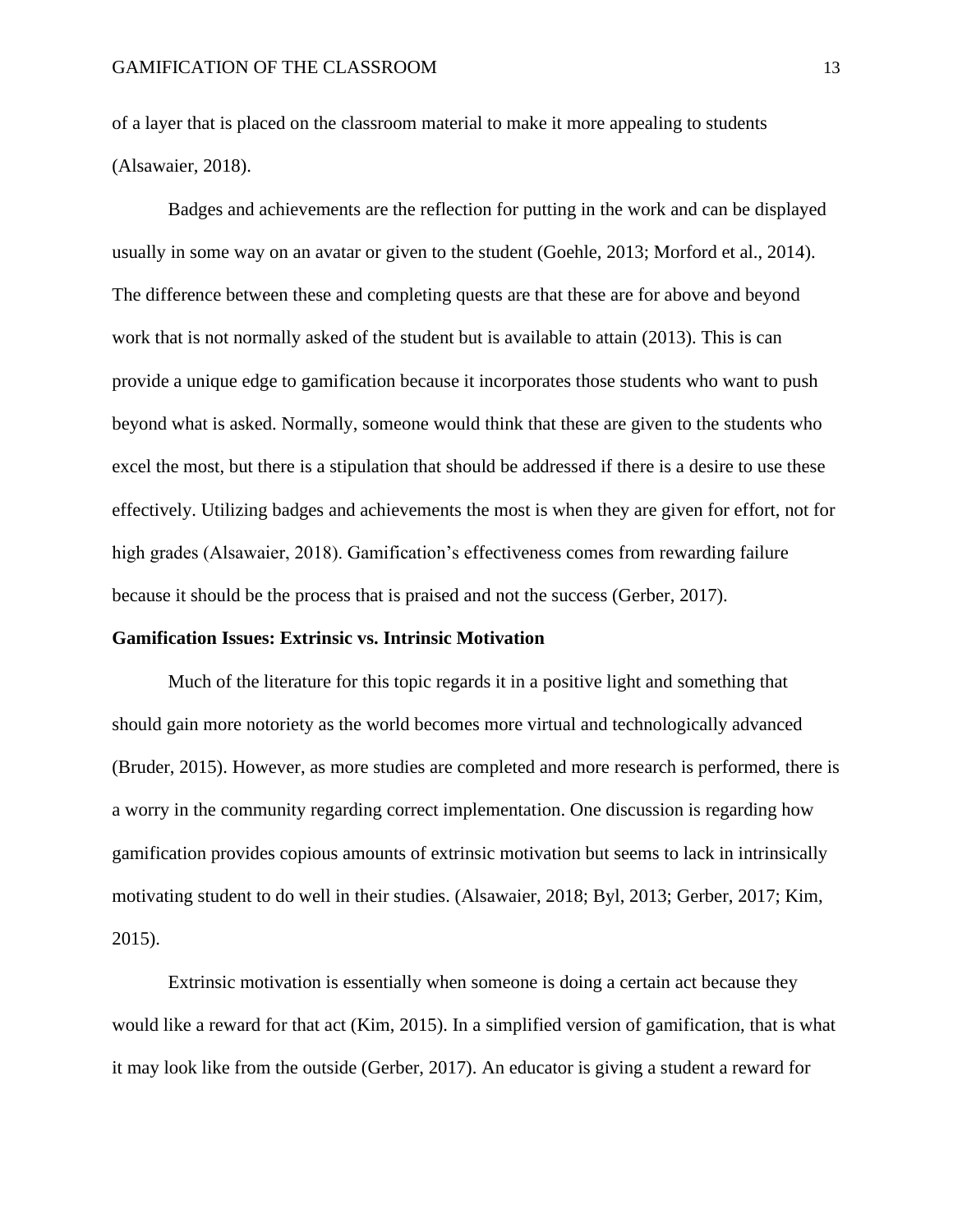of a layer that is placed on the classroom material to make it more appealing to students (Alsawaier, 2018).

Badges and achievements are the reflection for putting in the work and can be displayed usually in some way on an avatar or given to the student (Goehle, 2013; Morford et al., 2014). The difference between these and completing quests are that these are for above and beyond work that is not normally asked of the student but is available to attain (2013). This is can provide a unique edge to gamification because it incorporates those students who want to push beyond what is asked. Normally, someone would think that these are given to the students who excel the most, but there is a stipulation that should be addressed if there is a desire to use these effectively. Utilizing badges and achievements the most is when they are given for effort, not for high grades (Alsawaier, 2018). Gamification's effectiveness comes from rewarding failure because it should be the process that is praised and not the success (Gerber, 2017).

**Gamification Issues: Extrinsic vs. Intrinsic Motivation**

Much of the literature for this topic regards it in a positive light and something that should gain more notoriety as the world becomes more virtual and technologically advanced (Bruder, 2015). However, as more studies are completed and more research is performed, there is a worry in the community regarding correct implementation. One discussion is regarding how gamification provides copious amounts of extrinsic motivation but seems to lack in intrinsically motivating student to do well in their studies. (Alsawaier, 2018; Byl, 2013; Gerber, 2017; Kim, 2015).

Extrinsic motivation is essentially when someone is doing a certain act because they would like a reward for that act (Kim, 2015). In a simplified version of gamification, that is what it may look like from the outside (Gerber, 2017). An educator is giving a student a reward for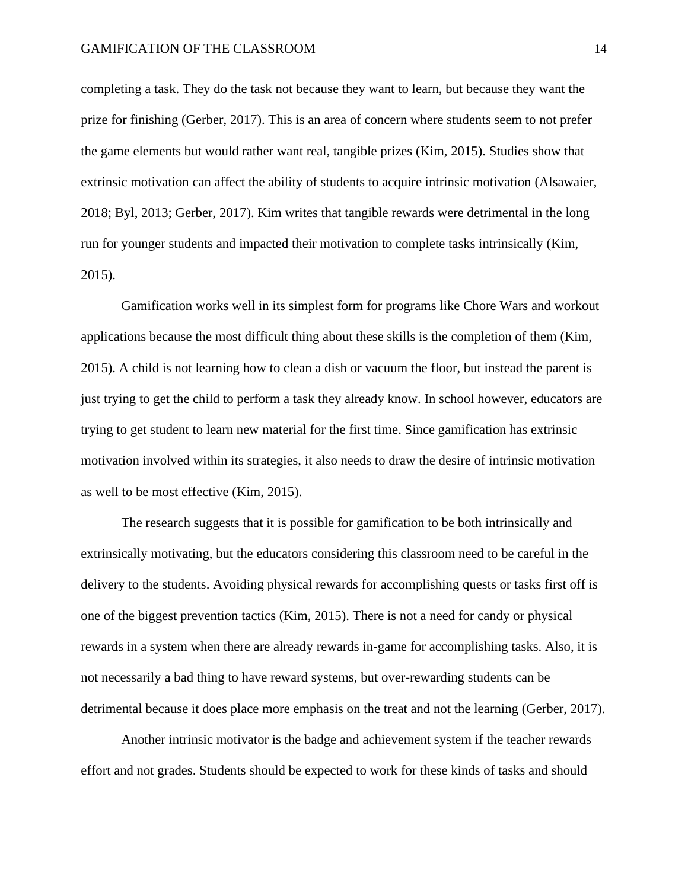completing a task. They do the task not because they want to learn, but because they want the prize for finishing (Gerber, 2017). This is an area of concern where students seem to not prefer the game elements but would rather want real, tangible prizes (Kim, 2015). Studies show that extrinsic motivation can affect the ability of students to acquire intrinsic motivation (Alsawaier, 2018; Byl, 2013; Gerber, 2017). Kim writes that tangible rewards were detrimental in the long run for younger students and impacted their motivation to complete tasks intrinsically (Kim, 2015).

Gamification works well in its simplest form for programs like Chore Wars and workout applications because the most difficult thing about these skills is the completion of them (Kim, 2015). A child is not learning how to clean a dish or vacuum the floor, but instead the parent is just trying to get the child to perform a task they already know. In school however, educators are trying to get student to learn new material for the first time. Since gamification has extrinsic motivation involved within its strategies, it also needs to draw the desire of intrinsic motivation as well to be most effective (Kim, 2015).

The research suggests that it is possible for gamification to be both intrinsically and extrinsically motivating, but the educators considering this classroom need to be careful in the delivery to the students. Avoiding physical rewards for accomplishing quests or tasks first off is one of the biggest prevention tactics (Kim, 2015). There is not a need for candy or physical rewards in a system when there are already rewards in-game for accomplishing tasks. Also, it is not necessarily a bad thing to have reward systems, but over-rewarding students can be detrimental because it does place more emphasis on the treat and not the learning (Gerber, 2017).

Another intrinsic motivator is the badge and achievement system if the teacher rewards effort and not grades. Students should be expected to work for these kinds of tasks and should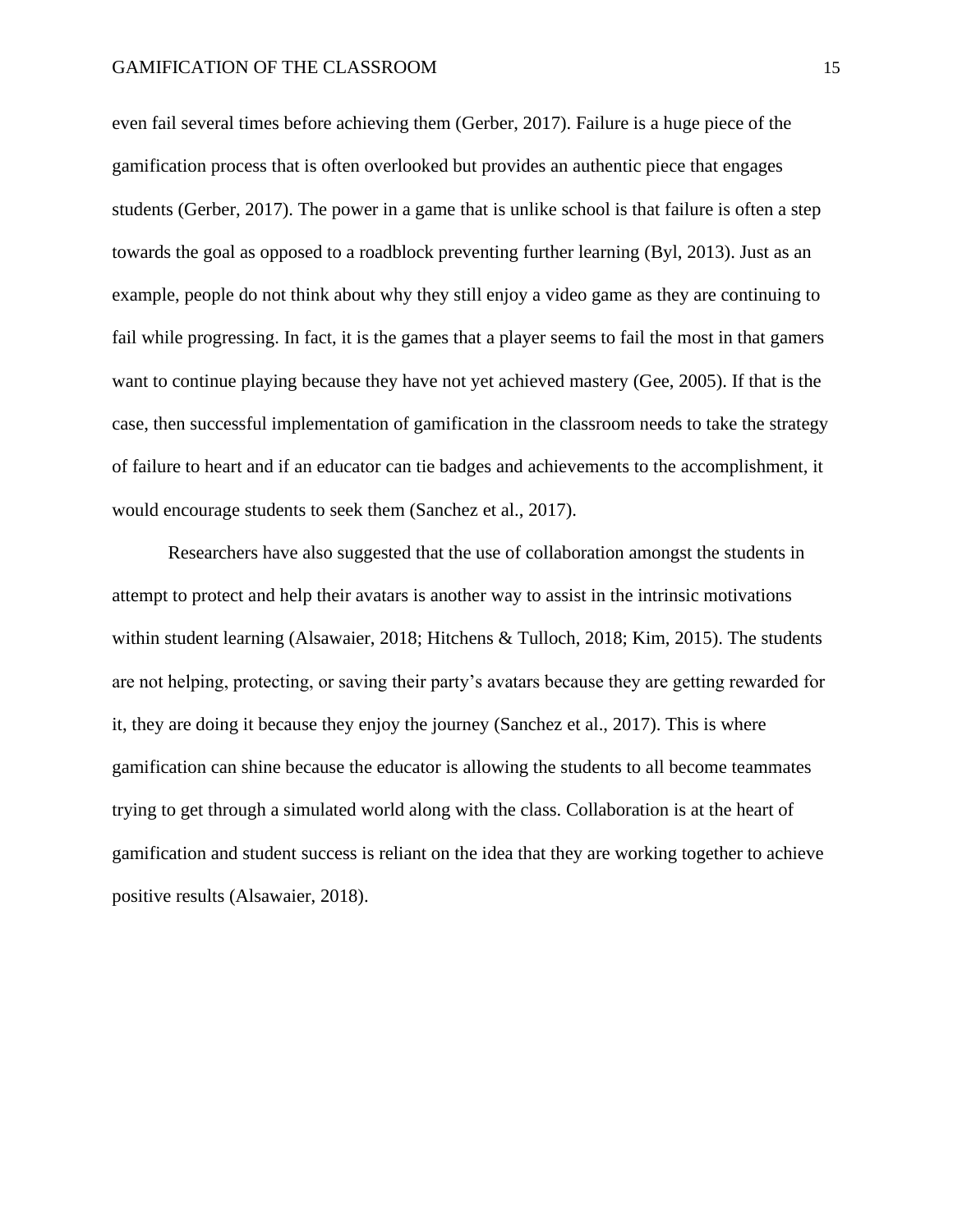even fail several times before achieving them (Gerber, 2017). Failure is a huge piece of the gamification process that is often overlooked but provides an authentic piece that engages students (Gerber, 2017). The power in a game that is unlike school is that failure is often a step towards the goal as opposed to a roadblock preventing further learning (Byl, 2013). Just as an example, people do not think about why they still enjoy a video game as they are continuing to fail while progressing. In fact, it is the games that a player seems to fail the most in that gamers want to continue playing because they have not yet achieved mastery (Gee, 2005). If that is the case, then successful implementation of gamification in the classroom needs to take the strategy of failure to heart and if an educator can tie badges and achievements to the accomplishment, it would encourage students to seek them (Sanchez et al., 2017).

Researchers have also suggested that the use of collaboration amongst the students in attempt to protect and help their avatars is another way to assist in the intrinsic motivations within student learning (Alsawaier, 2018; Hitchens & Tulloch, 2018; Kim, 2015). The students are not helping, protecting, or saving their party's avatars because they are getting rewarded for it, they are doing it because they enjoy the journey (Sanchez et al., 2017). This is where gamification can shine because the educator is allowing the students to all become teammates trying to get through a simulated world along with the class. Collaboration is at the heart of gamification and student success is reliant on the idea that they are working together to achieve positive results (Alsawaier, 2018).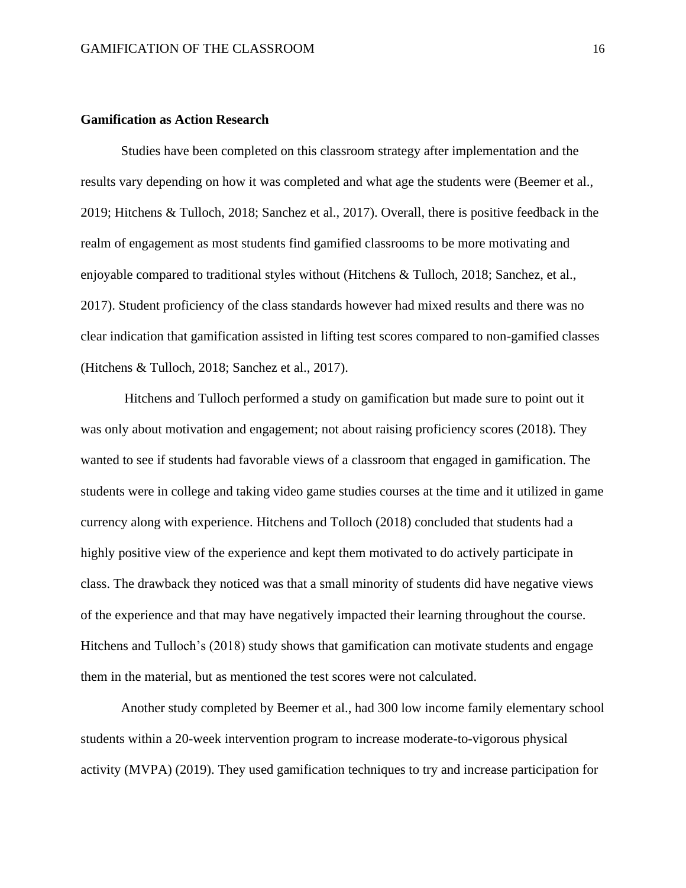**Gamification as Action Research**

Studies have been completed on this classroom strategy after implementation and the results vary depending on how it was completed and what age the students were (Beemer et al., 2019; Hitchens & Tulloch, 2018; Sanchez et al., 2017). Overall, there is positive feedback in the realm of engagement as most students find gamified classrooms to be more motivating and enjoyable compared to traditional styles without (Hitchens & Tulloch, 2018; Sanchez, et al., 2017). Student proficiency of the class standards however had mixed results and there was no clear indication that gamification assisted in lifting test scores compared to non-gamified classes (Hitchens & Tulloch, 2018; Sanchez et al., 2017).

Hitchens and Tulloch performed a study on gamification but made sure to point out it was only about motivation and engagement; not about raising proficiency scores (2018). They wanted to see if students had favorable views of a classroom that engaged in gamification. The students were in college and taking video game studies courses at the time and it utilized in game currency along with experience. Hitchens and Tolloch (2018) concluded that students had a highly positive view of the experience and kept them motivated to do actively participate in class. The drawback they noticed was that a small minority of students did have negative views of the experience and that may have negatively impacted their learning throughout the course. Hitchens and Tulloch's (2018) study shows that gamification can motivate students and engage them in the material, but as mentioned the test scores were not calculated.

Another study completed by Beemer et al., had 300 low income family elementary school students within a 20-week intervention program to increase moderate-to-vigorous physical activity (MVPA) (2019). They used gamification techniques to try and increase participation for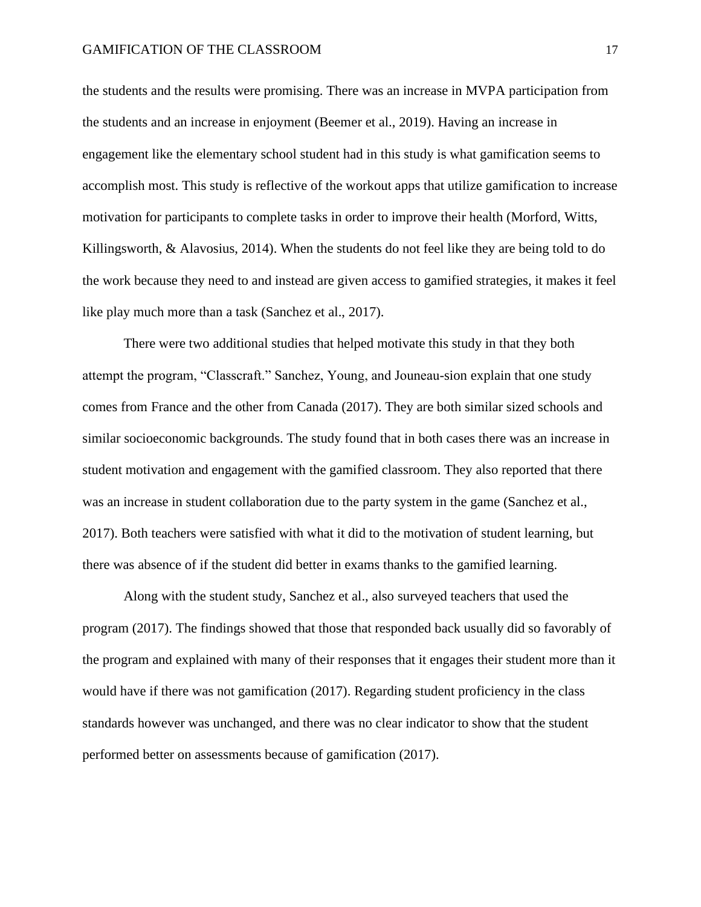the students and the results were promising. There was an increase in MVPA participation from the students and an increase in enjoyment (Beemer et al., 2019). Having an increase in engagement like the elementary school student had in this study is what gamification seems to accomplish most. This study is reflective of the workout apps that utilize gamification to increase motivation for participants to complete tasks in order to improve their health (Morford, Witts, Killingsworth, & Alavosius, 2014). When the students do not feel like they are being told to do the work because they need to and instead are given access to gamified strategies, it makes it feel like play much more than a task (Sanchez et al., 2017).

There were two additional studies that helped motivate this study in that they both attempt the program, "Classcraft." Sanchez, Young, and Jouneau-sion explain that one study comes from France and the other from Canada (2017). They are both similar sized schools and similar socioeconomic backgrounds. The study found that in both cases there was an increase in student motivation and engagement with the gamified classroom. They also reported that there was an increase in student collaboration due to the party system in the game (Sanchez et al., 2017). Both teachers were satisfied with what it did to the motivation of student learning, but there was absence of if the student did better in exams thanks to the gamified learning.

Along with the student study, Sanchez et al., also surveyed teachers that used the program (2017). The findings showed that those that responded back usually did so favorably of the program and explained with many of their responses that it engages their student more than it would have if there was not gamification (2017). Regarding student proficiency in the class standards however was unchanged, and there was no clear indicator to show that the student performed better on assessments because of gamification (2017).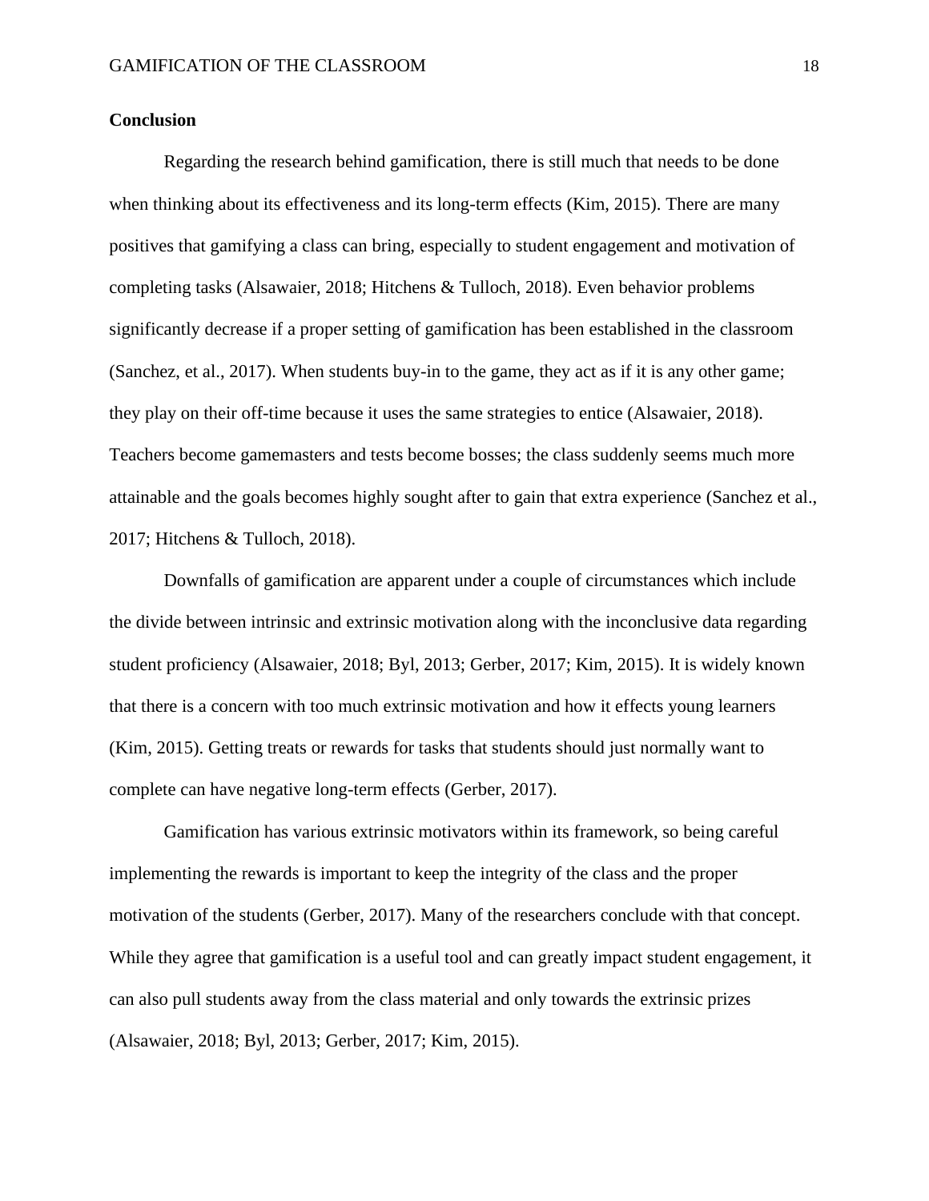**Conclusion**

Regarding the research behind gamification, there is still much that needs to be done when thinking about its effectiveness and its long-term effects (Kim, 2015). There are many positives that gamifying a class can bring, especially to student engagement and motivation of completing tasks (Alsawaier, 2018; Hitchens & Tulloch, 2018). Even behavior problems significantly decrease if a proper setting of gamification has been established in the classroom (Sanchez, et al., 2017). When students buy-in to the game, they act as if it is any other game; they play on their off-time because it uses the same strategies to entice (Alsawaier, 2018). Teachers become gamemasters and tests become bosses; the class suddenly seems much more attainable and the goals becomes highly sought after to gain that extra experience (Sanchez et al., 2017; Hitchens & Tulloch, 2018).

Downfalls of gamification are apparent under a couple of circumstances which include the divide between intrinsic and extrinsic motivation along with the inconclusive data regarding student proficiency (Alsawaier, 2018; Byl, 2013; Gerber, 2017; Kim, 2015). It is widely known that there is a concern with too much extrinsic motivation and how it effects young learners (Kim, 2015). Getting treats or rewards for tasks that students should just normally want to complete can have negative long-term effects (Gerber, 2017).

Gamification has various extrinsic motivators within its framework, so being careful implementing the rewards is important to keep the integrity of the class and the proper motivation of the students (Gerber, 2017). Many of the researchers conclude with that concept. While they agree that gamification is a useful tool and can greatly impact student engagement, it can also pull students away from the class material and only towards the extrinsic prizes (Alsawaier, 2018; Byl, 2013; Gerber, 2017; Kim, 2015).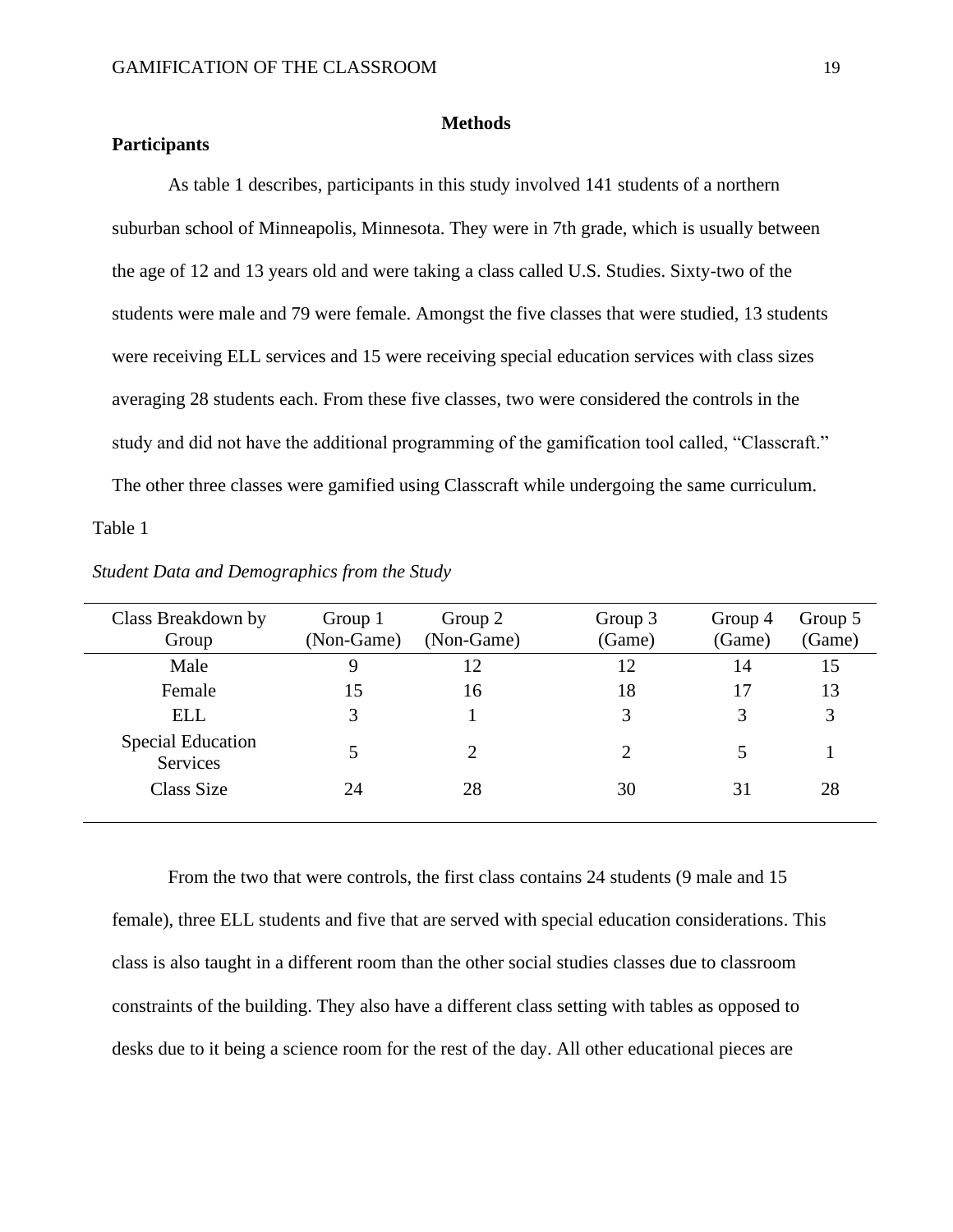# Methods

## Participants

As table 1 describes, participants in this study involved 141 students of a northern suburban school of Minneapolis, Minnesota. They were in 7th grade, which is usually between the age of 12 and 13 years old and were taking a class called U.S. Studies. Sixty-two of the students were male and 79 were female. Amongst the five classes that were studied, 13 students were receiving ELL services and 15 were receiving special education services with class sizes averaging 28 students each. From these five classes, two were considered the controls in the study and did not have the additional programming of the gamification tool called, "Classcraft." The other three classes were gamified using Classcraft while undergoing the same curriculum.

Table 1

*Student Data and Demographics from the Study*

| Class Breakdown by Group | Group 1 (Non-Game) | Group 2 (Non-Game) | Group 3 (Game) | Group 4 (Game) | Group 5 (Game) |
|---|---|---|---|---|---|
| Male | 9 | 12 | 12 | 14 | 15 |
| Female | 15 | 16 | 18 | 17 | 13 |
| ELL | 3 | 1 | 3 | 3 | 3 |
| Special Education Services | 5 | 2 | 2 | 5 | 1 |
| Class Size | 24 | 28 | 30 | 31 | 28 |

From the two that were controls, the first class contains 24 students (9 male and 15 female), three ELL students and five that are served with special education considerations. This class is also taught in a different room than the other social studies classes due to classroom constraints of the building. They also have a different class setting with tables as opposed to desks due to it being a science room for the rest of the day. All other educational pieces are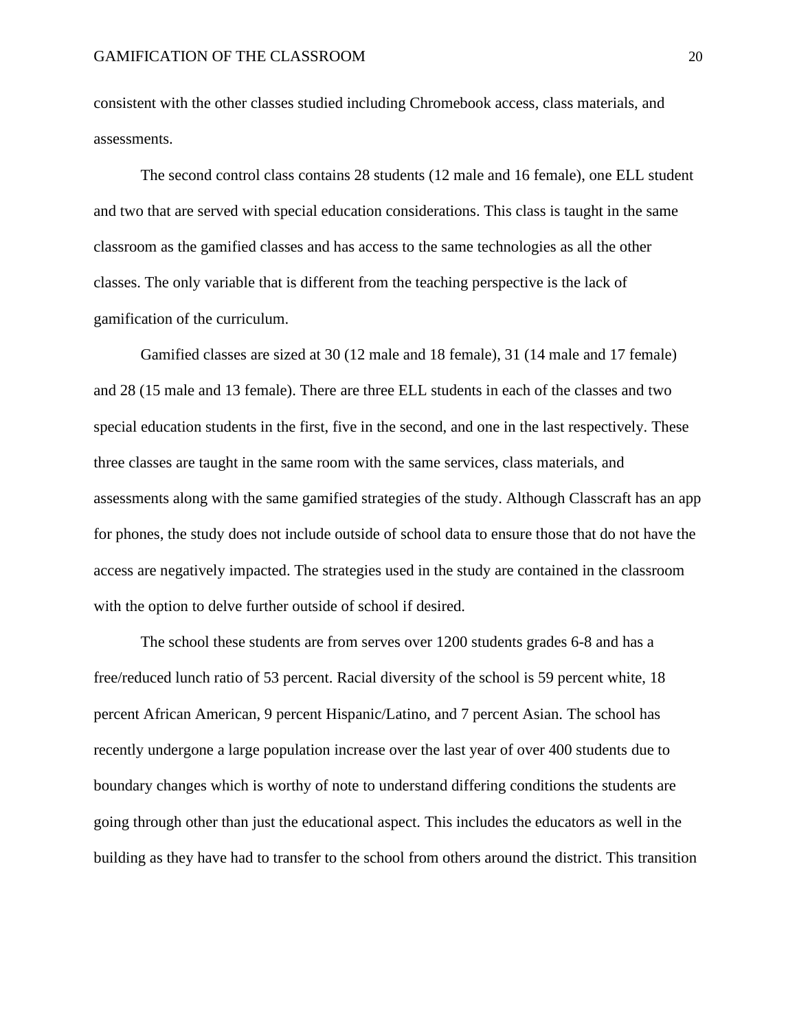consistent with the other classes studied including Chromebook access, class materials, and assessments.

The second control class contains 28 students (12 male and 16 female), one ELL student and two that are served with special education considerations. This class is taught in the same classroom as the gamified classes and has access to the same technologies as all the other classes. The only variable that is different from the teaching perspective is the lack of gamification of the curriculum.

Gamified classes are sized at 30 (12 male and 18 female), 31 (14 male and 17 female) and 28 (15 male and 13 female). There are three ELL students in each of the classes and two special education students in the first, five in the second, and one in the last respectively. These three classes are taught in the same room with the same services, class materials, and assessments along with the same gamified strategies of the study. Although Classcraft has an app for phones, the study does not include outside of school data to ensure those that do not have the access are negatively impacted. The strategies used in the study are contained in the classroom with the option to delve further outside of school if desired.

The school these students are from serves over 1200 students grades 6-8 and has a free/reduced lunch ratio of 53 percent. Racial diversity of the school is 59 percent white, 18 percent African American, 9 percent Hispanic/Latino, and 7 percent Asian. The school has recently undergone a large population increase over the last year of over 400 students due to boundary changes which is worthy of note to understand differing conditions the students are going through other than just the educational aspect. This includes the educators as well in the building as they have had to transfer to the school from others around the district. This transition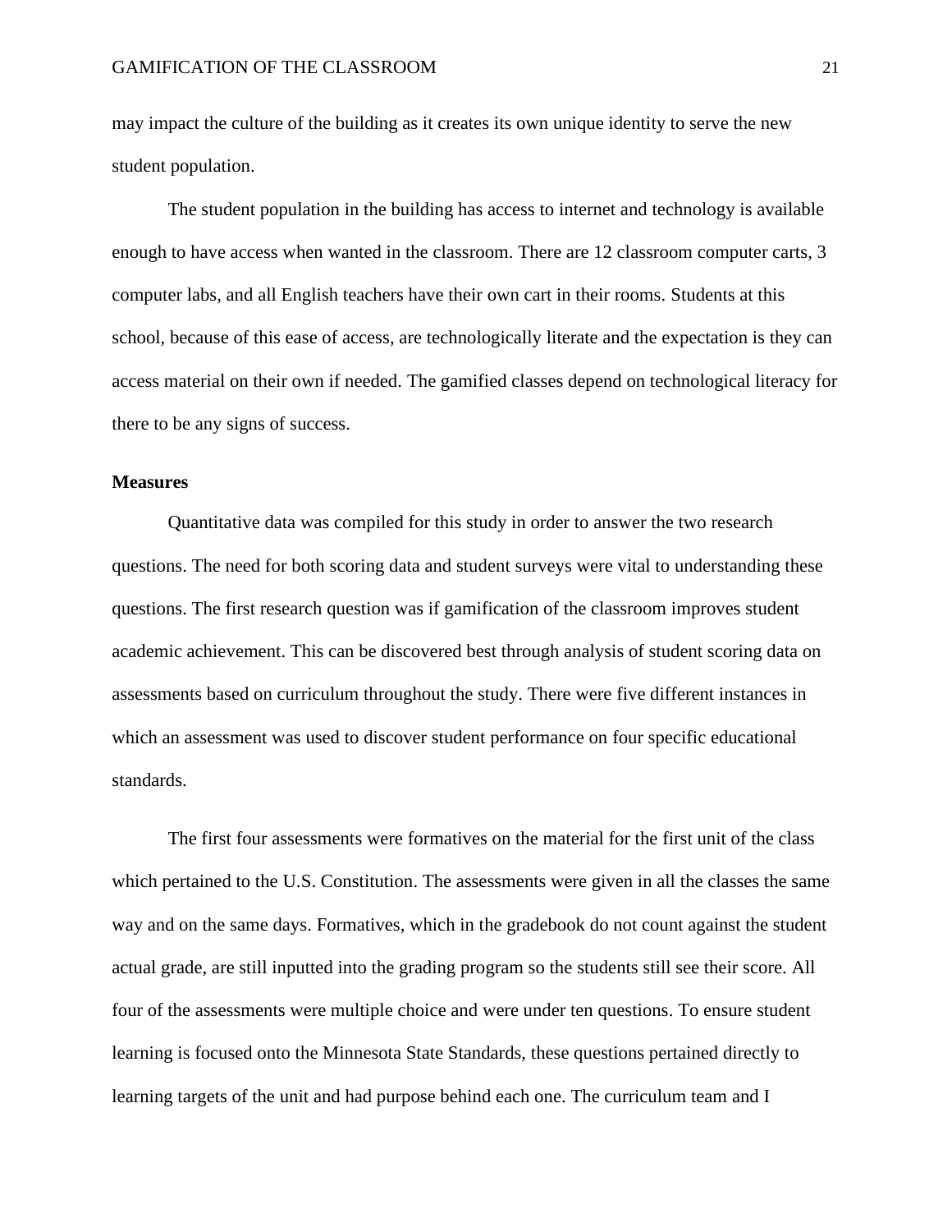may impact the culture of the building as it creates its own unique identity to serve the new student population.

The student population in the building has access to internet and technology is available enough to have access when wanted in the classroom. There are 12 classroom computer carts, 3 computer labs, and all English teachers have their own cart in their rooms. Students at this school, because of this ease of access, are technologically literate and the expectation is they can access material on their own if needed. The gamified classes depend on technological literacy for there to be any signs of success.

### Measures

Quantitative data was compiled for this study in order to answer the two research questions. The need for both scoring data and student surveys were vital to understanding these questions. The first research question was if gamification of the classroom improves student academic achievement. This can be discovered best through analysis of student scoring data on assessments based on curriculum throughout the study. There were five different instances in which an assessment was used to discover student performance on four specific educational standards.

The first four assessments were formatives on the material for the first unit of the class which pertained to the U.S. Constitution. The assessments were given in all the classes the same way and on the same days. Formatives, which in the gradebook do not count against the student actual grade, are still inputted into the grading program so the students still see their score. All four of the assessments were multiple choice and were under ten questions. To ensure student learning is focused onto the Minnesota State Standards, these questions pertained directly to learning targets of the unit and had purpose behind each one. The curriculum team and I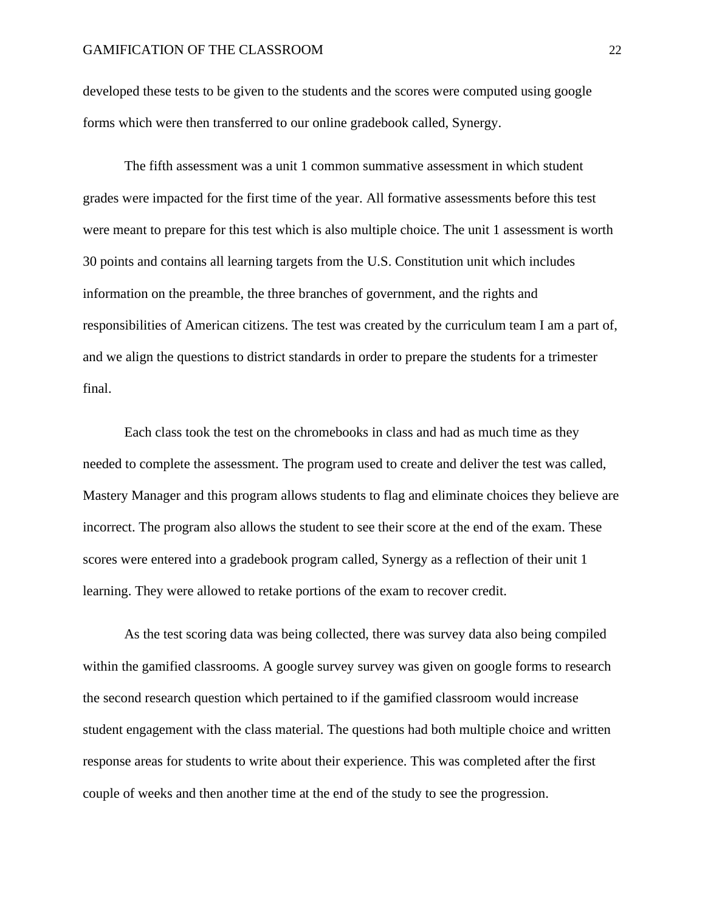developed these tests to be given to the students and the scores were computed using google forms which were then transferred to our online gradebook called, Synergy.

The fifth assessment was a unit 1 common summative assessment in which student grades were impacted for the first time of the year. All formative assessments before this test were meant to prepare for this test which is also multiple choice. The unit 1 assessment is worth 30 points and contains all learning targets from the U.S. Constitution unit which includes information on the preamble, the three branches of government, and the rights and responsibilities of American citizens. The test was created by the curriculum team I am a part of, and we align the questions to district standards in order to prepare the students for a trimester final.

Each class took the test on the chromebooks in class and had as much time as they needed to complete the assessment. The program used to create and deliver the test was called, Mastery Manager and this program allows students to flag and eliminate choices they believe are incorrect. The program also allows the student to see their score at the end of the exam. These scores were entered into a gradebook program called, Synergy as a reflection of their unit 1 learning. They were allowed to retake portions of the exam to recover credit.

As the test scoring data was being collected, there was survey data also being compiled within the gamified classrooms. A google survey survey was given on google forms to research the second research question which pertained to if the gamified classroom would increase student engagement with the class material. The questions had both multiple choice and written response areas for students to write about their experience. This was completed after the first couple of weeks and then another time at the end of the study to see the progression.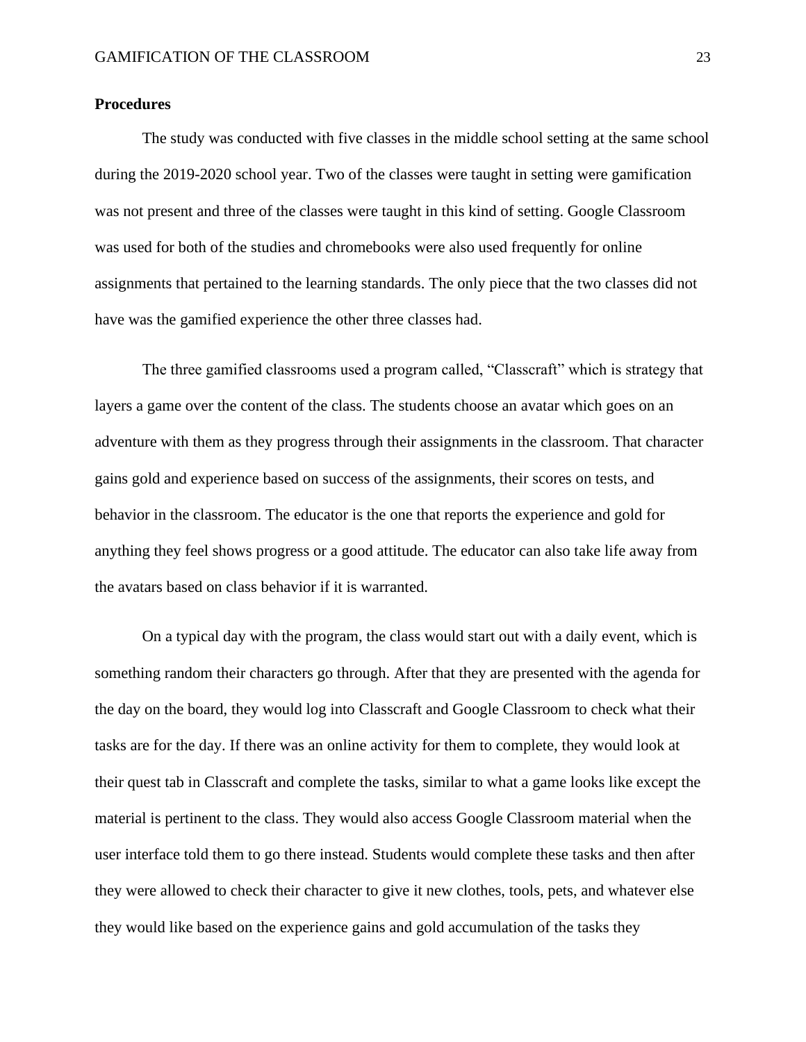**Procedures**

The study was conducted with five classes in the middle school setting at the same school during the 2019-2020 school year. Two of the classes were taught in setting were gamification was not present and three of the classes were taught in this kind of setting. Google Classroom was used for both of the studies and chromebooks were also used frequently for online assignments that pertained to the learning standards. The only piece that the two classes did not have was the gamified experience the other three classes had.

The three gamified classrooms used a program called, "Classcraft" which is strategy that layers a game over the content of the class. The students choose an avatar which goes on an adventure with them as they progress through their assignments in the classroom. That character gains gold and experience based on success of the assignments, their scores on tests, and behavior in the classroom. The educator is the one that reports the experience and gold for anything they feel shows progress or a good attitude. The educator can also take life away from the avatars based on class behavior if it is warranted.

On a typical day with the program, the class would start out with a daily event, which is something random their characters go through. After that they are presented with the agenda for the day on the board, they would log into Classcraft and Google Classroom to check what their tasks are for the day. If there was an online activity for them to complete, they would look at their quest tab in Classcraft and complete the tasks, similar to what a game looks like except the material is pertinent to the class. They would also access Google Classroom material when the user interface told them to go there instead. Students would complete these tasks and then after they were allowed to check their character to give it new clothes, tools, pets, and whatever else they would like based on the experience gains and gold accumulation of the tasks they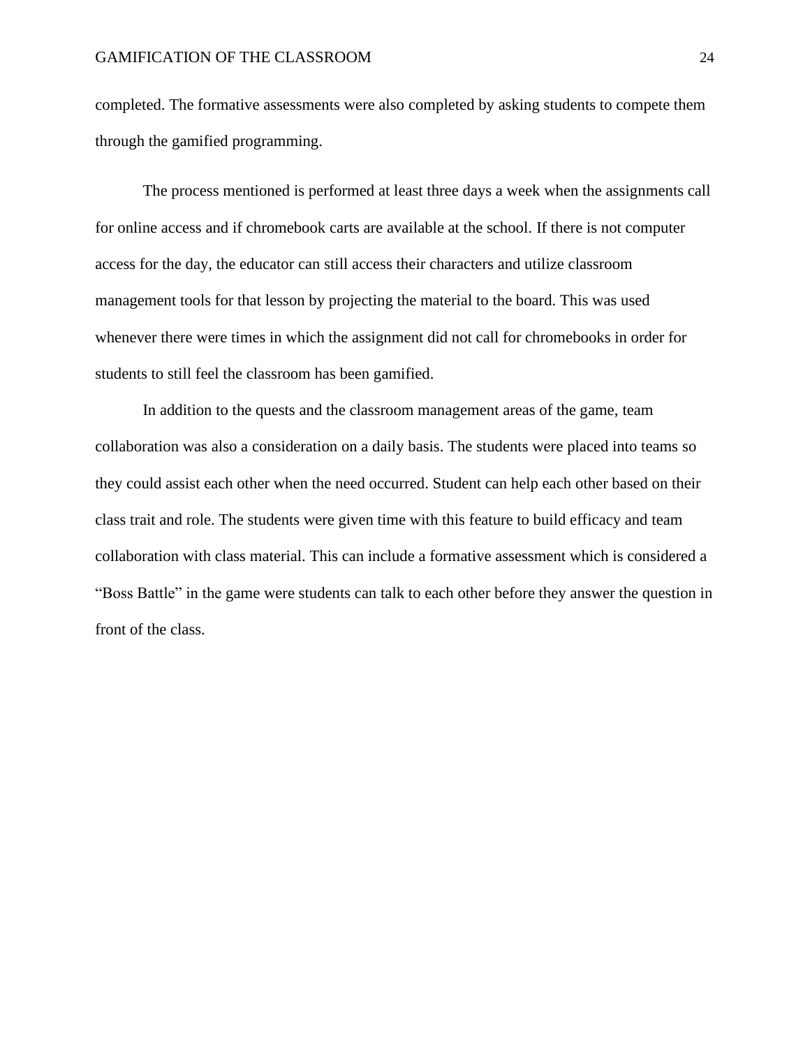completed. The formative assessments were also completed by asking students to compete them through the gamified programming.

The process mentioned is performed at least three days a week when the assignments call for online access and if chromebook carts are available at the school. If there is not computer access for the day, the educator can still access their characters and utilize classroom management tools for that lesson by projecting the material to the board. This was used whenever there were times in which the assignment did not call for chromebooks in order for students to still feel the classroom has been gamified.

In addition to the quests and the classroom management areas of the game, team collaboration was also a consideration on a daily basis. The students were placed into teams so they could assist each other when the need occurred. Student can help each other based on their class trait and role. The students were given time with this feature to build efficacy and team collaboration with class material. This can include a formative assessment which is considered a “Boss Battle” in the game were students can talk to each other before they answer the question in front of the class.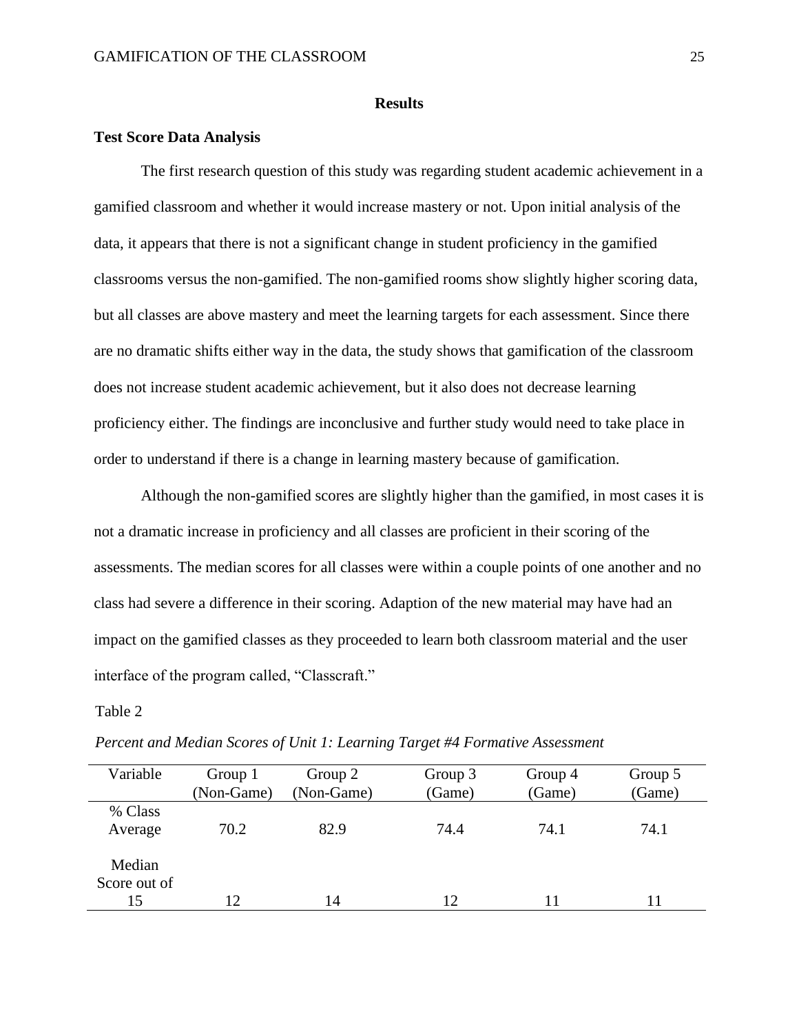## Results

### Test Score Data Analysis

The first research question of this study was regarding student academic achievement in a gamified classroom and whether it would increase mastery or not. Upon initial analysis of the data, it appears that there is not a significant change in student proficiency in the gamified classrooms versus the non-gamified. The non-gamified rooms show slightly higher scoring data, but all classes are above mastery and meet the learning targets for each assessment. Since there are no dramatic shifts either way in the data, the study shows that gamification of the classroom does not increase student academic achievement, but it also does not decrease learning proficiency either. The findings are inconclusive and further study would need to take place in order to understand if there is a change in learning mastery because of gamification.

Although the non-gamified scores are slightly higher than the gamified, in most cases it is not a dramatic increase in proficiency and all classes are proficient in their scoring of the assessments. The median scores for all classes were within a couple points of one another and no class had severe a difference in their scoring. Adaption of the new material may have had an impact on the gamified classes as they proceeded to learn both classroom material and the user interface of the program called, "Classcraft."

Table 2

*Percent and Median Scores of Unit 1: Learning Target #4 Formative Assessment*

| Variable | Group 1 (Non-Game) | Group 2 (Non-Game) | Group 3 (Game) | Group 4 (Game) | Group 5 (Game) |
|---|---|---|---|---|---|
| % Class Average | 70.2 | 82.9 | 74.4 | 74.1 | 74.1 |
| Median Score out of 15 | 12 | 14 | 12 | 11 | 11 |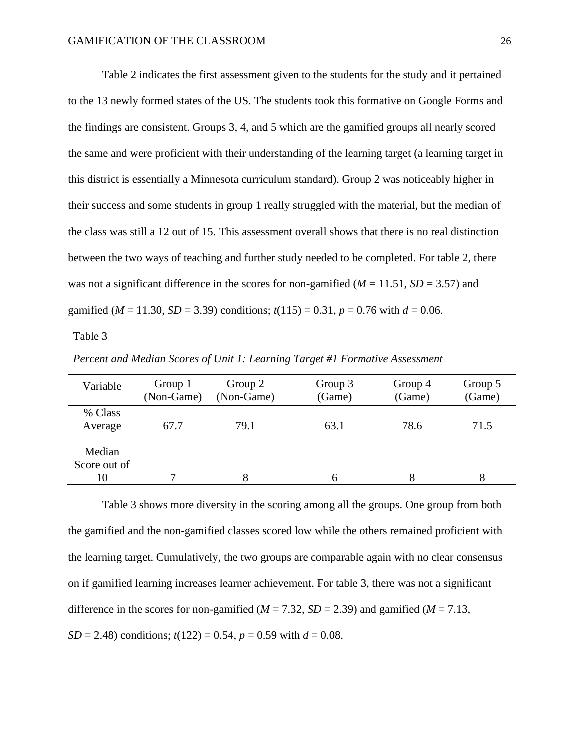Table 2 indicates the first assessment given to the students for the study and it pertained to the 13 newly formed states of the US. The students took this formative on Google Forms and the findings are consistent. Groups 3, 4, and 5 which are the gamified groups all nearly scored the same and were proficient with their understanding of the learning target (a learning target in this district is essentially a Minnesota curriculum standard). Group 2 was noticeably higher in their success and some students in group 1 really struggled with the material, but the median of the class was still a 12 out of 15. This assessment overall shows that there is no real distinction between the two ways of teaching and further study needed to be completed. For table 2, there was not a significant difference in the scores for non-gamified (*M* = 11.51, *SD* = 3.57) and gamified (*M* = 11.30, *SD* = 3.39) conditions; $t(115) = 0.31$, $p = 0.76$ with $d = 0.06$.

Table 3

*Percent and Median Scores of Unit 1: Learning Target #1 Formative Assessment*

| Variable | Group 1 (Non-Game) | Group 2 (Non-Game) | Group 3 (Game) | Group 4 (Game) | Group 5 (Game) |
|---|---|---|---|---|---|
| % Class Average | 67.7 | 79.1 | 63.1 | 78.6 | 71.5 |
| Median Score out of 10 | 7 | 8 | 6 | 8 | 8 |

Table 3 shows more diversity in the scoring among all the groups. One group from both the gamified and the non-gamified classes scored low while the others remained proficient with the learning target. Cumulatively, the two groups are comparable again with no clear consensus on if gamified learning increases learner achievement. For table 3, there was not a significant difference in the scores for non-gamified (*M* = 7.32, *SD* = 2.39) and gamified (*M* = 7.13, *SD* = 2.48) conditions; $t(122) = 0.54$, $p = 0.59$ with $d = 0.08$.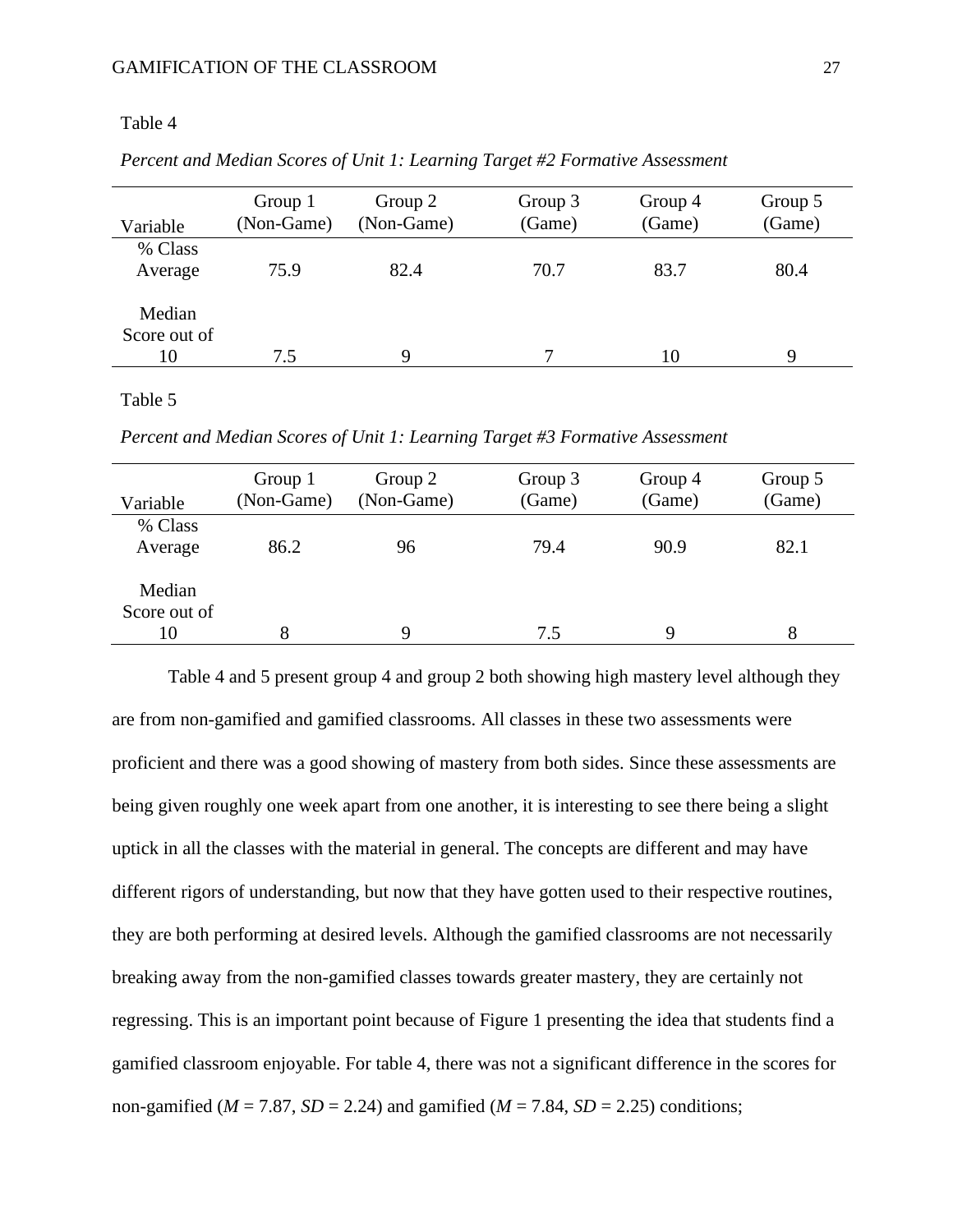Table 4

*Percent and Median Scores of Unit 1: Learning Target #2 Formative Assessment*

| Variable | Group 1 (Non-Game) | Group 2 (Non-Game) | Group 3 (Game) | Group 4 (Game) | Group 5 (Game) |
|---|---|---|---|---|---|
| % Class Average | 75.9 | 82.4 | 70.7 | 83.7 | 80.4 |
| Median Score out of 10 | 7.5 | 9 | 7 | 10 | 9 |

Table 5

*Percent and Median Scores of Unit 1: Learning Target #3 Formative Assessment*

| Variable | Group 1 (Non-Game) | Group 2 (Non-Game) | Group 3 (Game) | Group 4 (Game) | Group 5 (Game) |
|---|---|---|---|---|---|
| % Class Average | 86.2 | 96 | 79.4 | 90.9 | 82.1 |
| Median Score out of 10 | 8 | 9 | 7.5 | 9 | 8 |

Table 4 and 5 present group 4 and group 2 both showing high mastery level although they are from non-gamified and gamified classrooms. All classes in these two assessments were proficient and there was a good showing of mastery from both sides. Since these assessments are being given roughly one week apart from one another, it is interesting to see there being a slight uptick in all the classes with the material in general. The concepts are different and may have different rigors of understanding, but now that they have gotten used to their respective routines, they are both performing at desired levels. Although the gamified classrooms are not necessarily breaking away from the non-gamified classes towards greater mastery, they are certainly not regressing. This is an important point because of Figure 1 presenting the idea that students find a gamified classroom enjoyable. For table 4, there was not a significant difference in the scores for non-gamified ($M$ = 7.87, $SD$ = 2.24) and gamified ($M$ = 7.84, $SD$ = 2.25) conditions;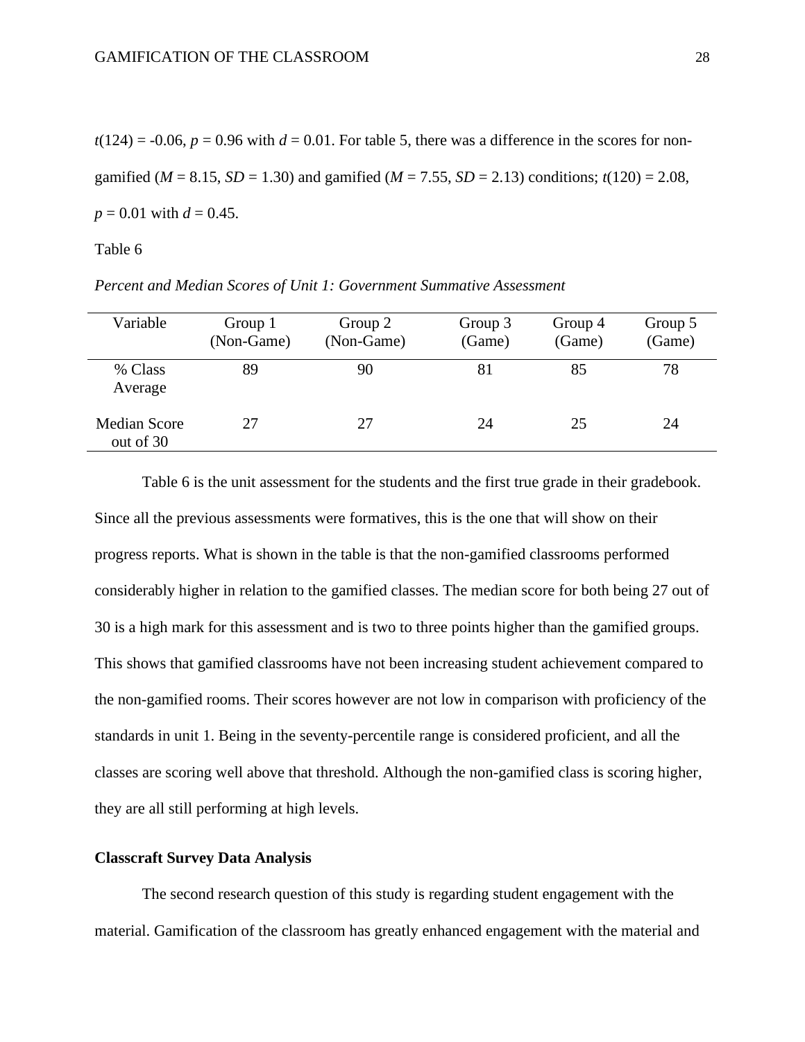$t(124) = -0.06$, $p = 0.96$ with $d = 0.01$. For table 5, there was a difference in the scores for non-gamified ($M = 8.15$, $SD = 1.30$) and gamified ($M = 7.55$, $SD = 2.13$) conditions; $t(120) = 2.08$, $p = 0.01$ with $d = 0.45$.

Table 6

*Percent and Median Scores of Unit 1: Government Summative Assessment*

| Variable | Group 1 (Non-Game) | Group 2 (Non-Game) | Group 3 (Game) | Group 4 (Game) | Group 5 (Game) |
|---|---|---|---|---|---|
| % Class Average | 89 | 90 | 81 | 85 | 78 |
| Median Score out of 30 | 27 | 27 | 24 | 25 | 24 |

Table 6 is the unit assessment for the students and the first true grade in their gradebook. Since all the previous assessments were formatives, this is the one that will show on their progress reports. What is shown in the table is that the non-gamified classrooms performed considerably higher in relation to the gamified classes. The median score for both being 27 out of 30 is a high mark for this assessment and is two to three points higher than the gamified groups. This shows that gamified classrooms have not been increasing student achievement compared to the non-gamified rooms. Their scores however are not low in comparison with proficiency of the standards in unit 1. Being in the seventy-percentile range is considered proficient, and all the classes are scoring well above that threshold. Although the non-gamified class is scoring higher, they are all still performing at high levels.

**Classcraft Survey Data Analysis**

The second research question of this study is regarding student engagement with the material. Gamification of the classroom has greatly enhanced engagement with the material and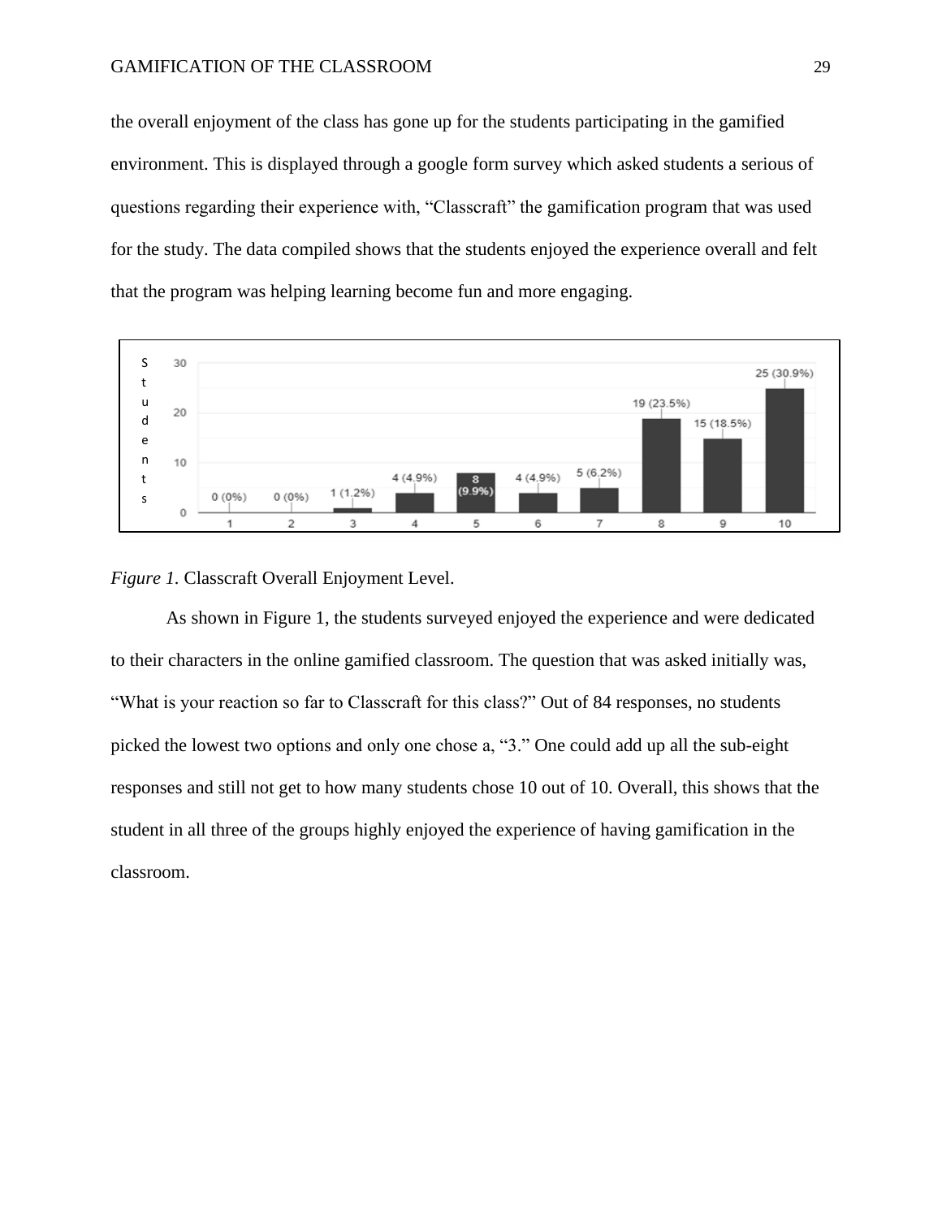the overall enjoyment of the class has gone up for the students participating in the gamified environment. This is displayed through a google form survey which asked students a serious of questions regarding their experience with, “Classcraft” the gamification program that was used for the study. The data compiled shows that the students enjoyed the experience overall and felt that the program was helping learning become fun and more engaging.

*Figure 1.* Classcraft Overall Enjoyment Level.

As shown in Figure 1, the students surveyed enjoyed the experience and were dedicated to their characters in the online gamified classroom. The question that was asked initially was, “What is your reaction so far to Classcraft for this class?” Out of 84 responses, no students picked the lowest two options and only one chose a, “3.” One could add up all the sub-eight responses and still not get to how many students chose 10 out of 10. Overall, this shows that the student in all three of the groups highly enjoyed the experience of having gamification in the classroom.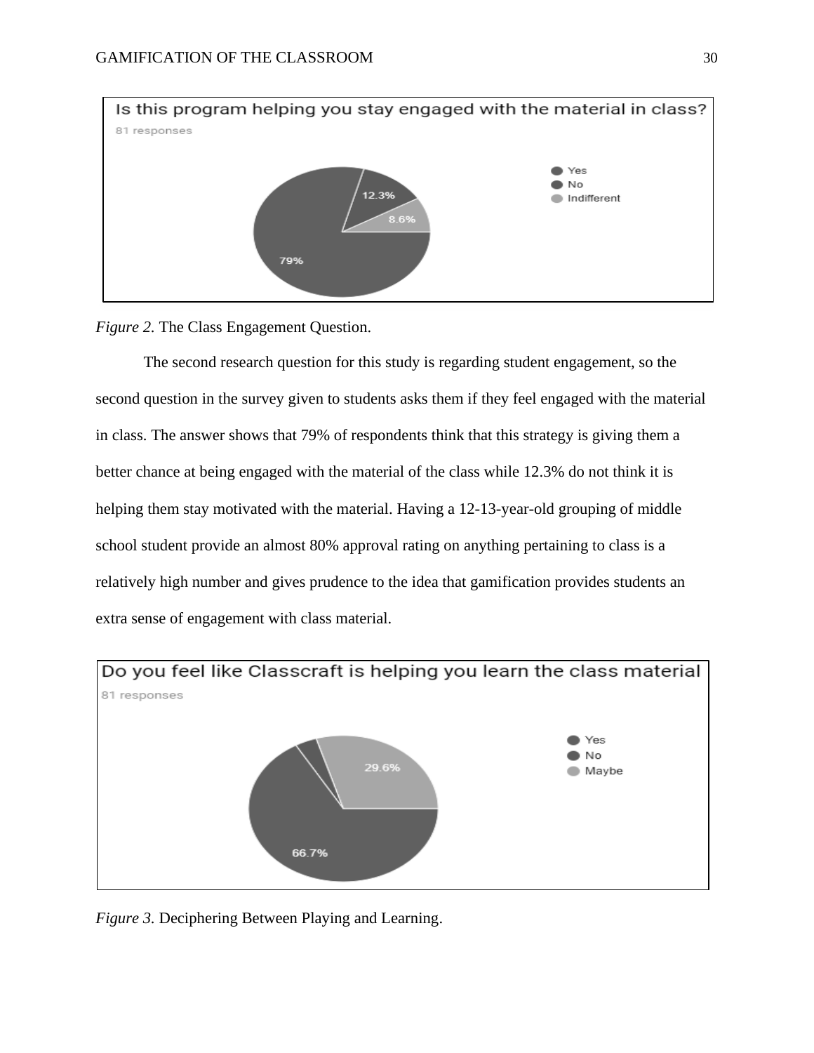Is this program helping you stay engaged with the material in class?

81 responses

- Yes: 79%
- No: 12.3%
- Indifferent: 8.6%

*Figure 2.* The Class Engagement Question.

The second research question for this study is regarding student engagement, so the second question in the survey given to students asks them if they feel engaged with the material in class. The answer shows that 79% of respondents think that this strategy is giving them a better chance at being engaged with the material of the class while 12.3% do not think it is helping them stay motivated with the material. Having a 12-13-year-old grouping of middle school student provide an almost 80% approval rating on anything pertaining to class is a relatively high number and gives prudence to the idea that gamification provides students an extra sense of engagement with class material.

Do you feel like Classcraft is helping you learn the class material

81 responses

- Yes: 66.7%
- No
- Maybe: 29.6%

*Figure 3.* Deciphering Between Playing and Learning.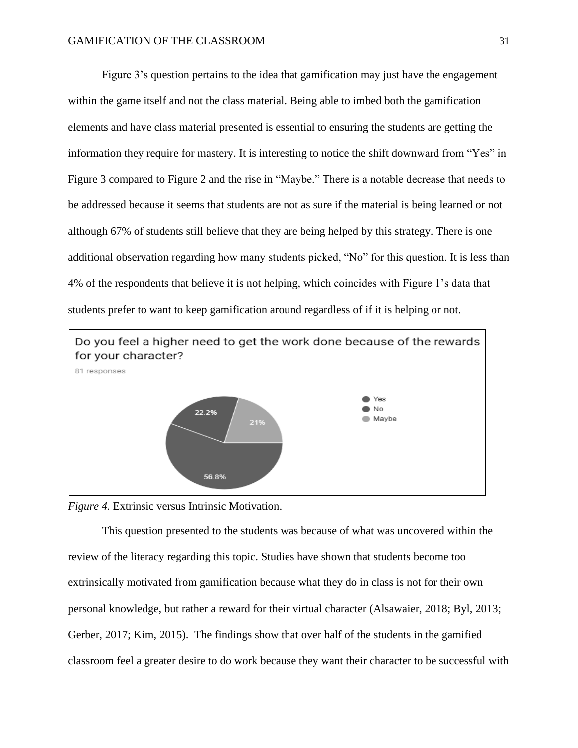Figure 3's question pertains to the idea that gamification may just have the engagement within the game itself and not the class material. Being able to imbed both the gamification elements and have class material presented is essential to ensuring the students are getting the information they require for mastery. It is interesting to notice the shift downward from "Yes" in Figure 3 compared to Figure 2 and the rise in "Maybe." There is a notable decrease that needs to be addressed because it seems that students are not as sure if the material is being learned or not although 67% of students still believe that they are being helped by this strategy. There is one additional observation regarding how many students picked, "No" for this question. It is less than 4% of the respondents that believe it is not helping, which coincides with Figure 1's data that students prefer to want to keep gamification around regardless of if it is helping or not.

Do you feel a higher need to get the work done because of the rewards for your character?

81 responses

- Yes: 56.8%
- No: 22.2%
- Maybe: 21%

*Figure 4.* Extrinsic versus Intrinsic Motivation.

This question presented to the students was because of what was uncovered within the review of the literacy regarding this topic. Studies have shown that students become too extrinsically motivated from gamification because what they do in class is not for their own personal knowledge, but rather a reward for their virtual character (Alsawaier, 2018; Byl, 2013; Gerber, 2017; Kim, 2015). The findings show that over half of the students in the gamified classroom feel a greater desire to do work because they want their character to be successful with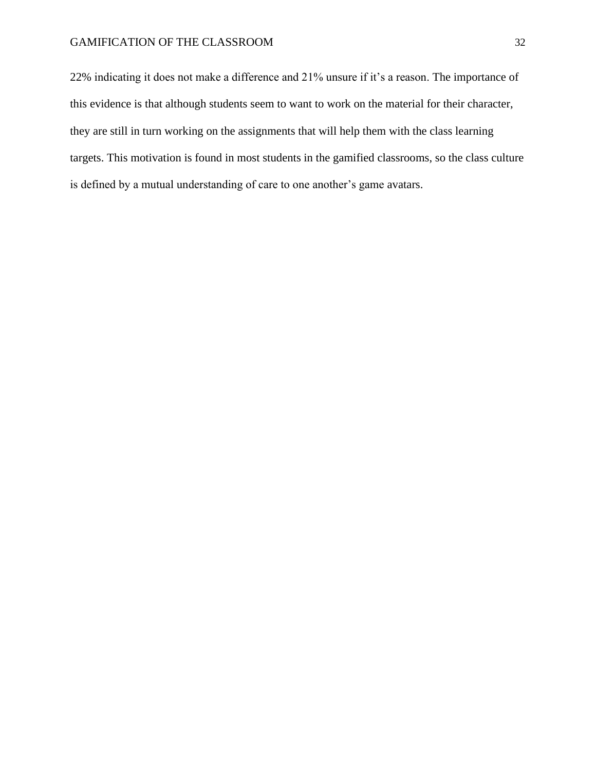22% indicating it does not make a difference and 21% unsure if it's a reason. The importance of this evidence is that although students seem to want to work on the material for their character, they are still in turn working on the assignments that will help them with the class learning targets. This motivation is found in most students in the gamified classrooms, so the class culture is defined by a mutual understanding of care to one another's game avatars.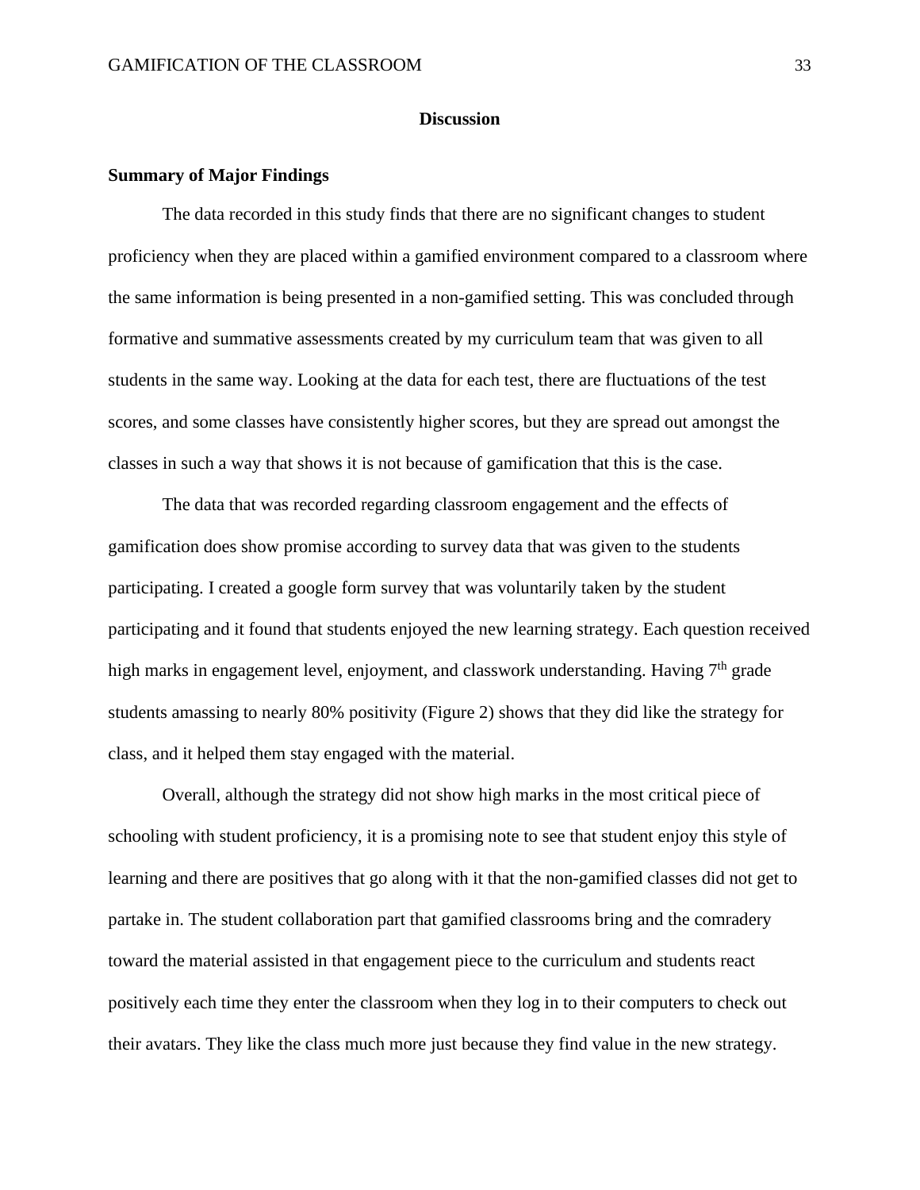# Discussion

## Summary of Major Findings

The data recorded in this study finds that there are no significant changes to student proficiency when they are placed within a gamified environment compared to a classroom where the same information is being presented in a non-gamified setting. This was concluded through formative and summative assessments created by my curriculum team that was given to all students in the same way. Looking at the data for each test, there are fluctuations of the test scores, and some classes have consistently higher scores, but they are spread out amongst the classes in such a way that shows it is not because of gamification that this is the case.

The data that was recorded regarding classroom engagement and the effects of gamification does show promise according to survey data that was given to the students participating. I created a google form survey that was voluntarily taken by the student participating and it found that students enjoyed the new learning strategy. Each question received high marks in engagement level, enjoyment, and classwork understanding. Having 7th grade students amassing to nearly 80% positivity (Figure 2) shows that they did like the strategy for class, and it helped them stay engaged with the material.

Overall, although the strategy did not show high marks in the most critical piece of schooling with student proficiency, it is a promising note to see that student enjoy this style of learning and there are positives that go along with it that the non-gamified classes did not get to partake in. The student collaboration part that gamified classrooms bring and the comradery toward the material assisted in that engagement piece to the curriculum and students react positively each time they enter the classroom when they log in to their computers to check out their avatars. They like the class much more just because they find value in the new strategy.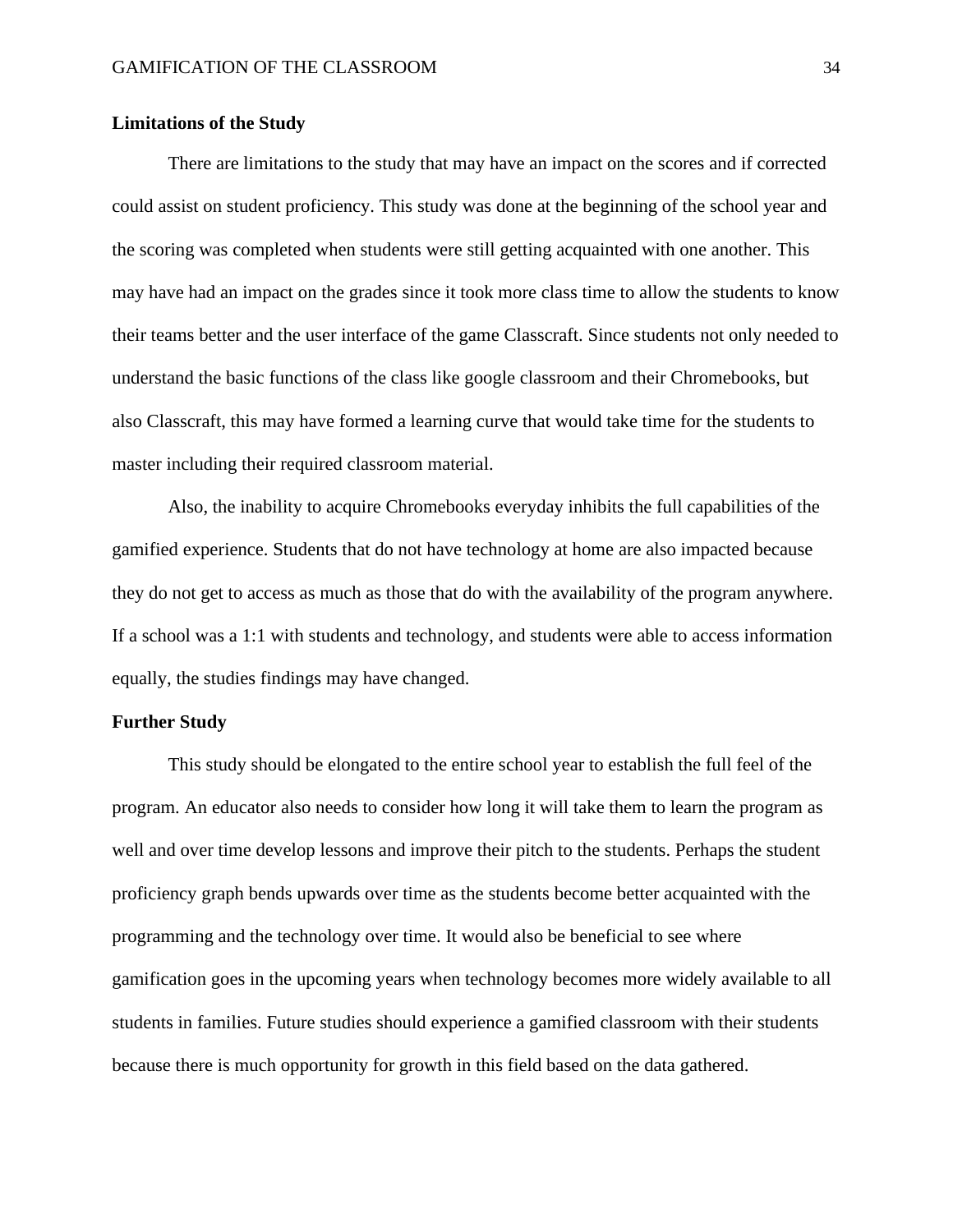**Limitations of the Study**

There are limitations to the study that may have an impact on the scores and if corrected could assist on student proficiency. This study was done at the beginning of the school year and the scoring was completed when students were still getting acquainted with one another. This may have had an impact on the grades since it took more class time to allow the students to know their teams better and the user interface of the game Classcraft. Since students not only needed to understand the basic functions of the class like google classroom and their Chromebooks, but also Classcraft, this may have formed a learning curve that would take time for the students to master including their required classroom material.

Also, the inability to acquire Chromebooks everyday inhibits the full capabilities of the gamified experience. Students that do not have technology at home are also impacted because they do not get to access as much as those that do with the availability of the program anywhere. If a school was a 1:1 with students and technology, and students were able to access information equally, the studies findings may have changed.

**Further Study**

This study should be elongated to the entire school year to establish the full feel of the program. An educator also needs to consider how long it will take them to learn the program as well and over time develop lessons and improve their pitch to the students. Perhaps the student proficiency graph bends upwards over time as the students become better acquainted with the programming and the technology over time. It would also be beneficial to see where gamification goes in the upcoming years when technology becomes more widely available to all students in families. Future studies should experience a gamified classroom with their students because there is much opportunity for growth in this field based on the data gathered.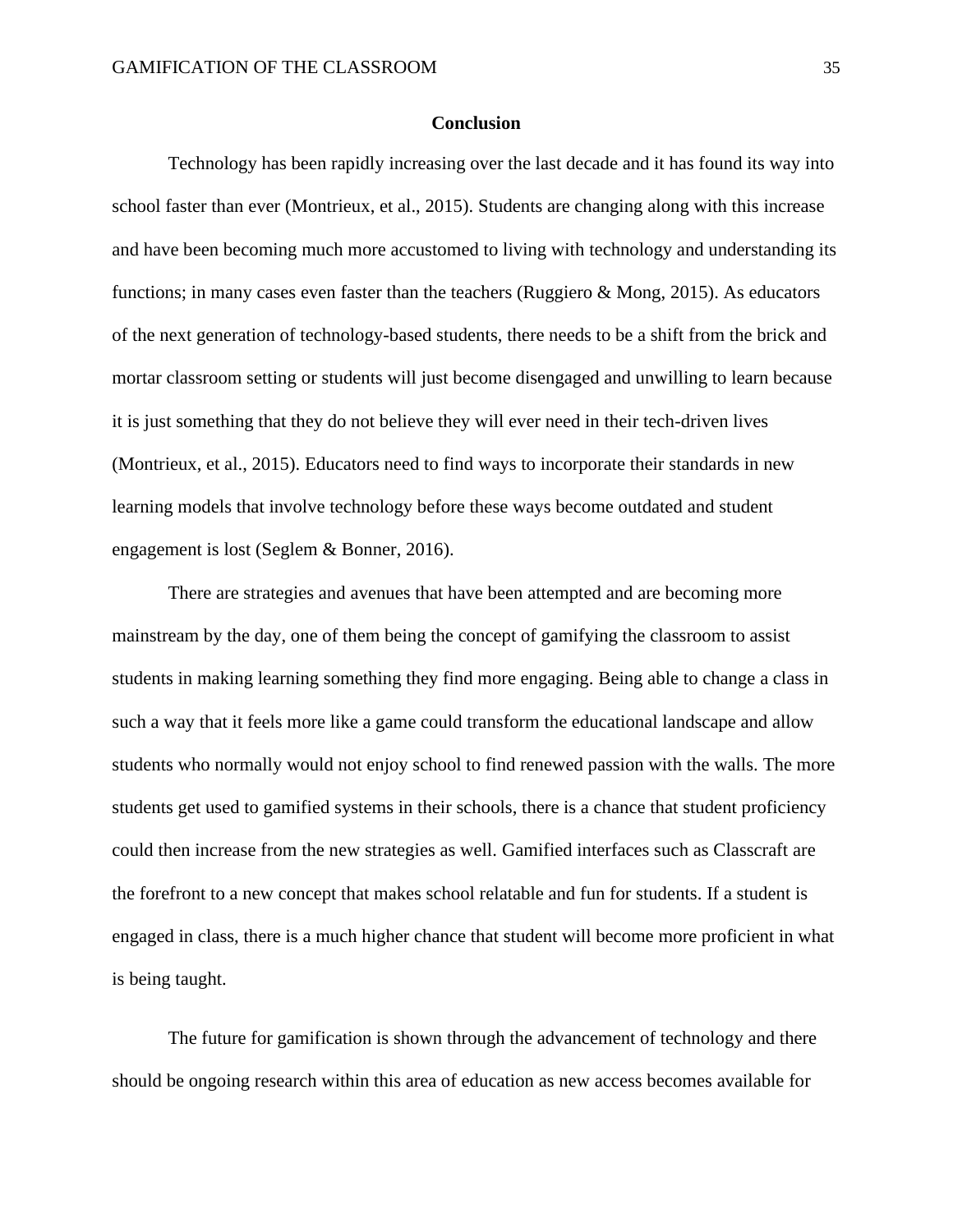## Conclusion

Technology has been rapidly increasing over the last decade and it has found its way into school faster than ever (Montrieux, et al., 2015). Students are changing along with this increase and have been becoming much more accustomed to living with technology and understanding its functions; in many cases even faster than the teachers (Ruggiero & Mong, 2015). As educators of the next generation of technology-based students, there needs to be a shift from the brick and mortar classroom setting or students will just become disengaged and unwilling to learn because it is just something that they do not believe they will ever need in their tech-driven lives (Montrieux, et al., 2015). Educators need to find ways to incorporate their standards in new learning models that involve technology before these ways become outdated and student engagement is lost (Seglem & Bonner, 2016).

There are strategies and avenues that have been attempted and are becoming more mainstream by the day, one of them being the concept of gamifying the classroom to assist students in making learning something they find more engaging. Being able to change a class in such a way that it feels more like a game could transform the educational landscape and allow students who normally would not enjoy school to find renewed passion with the walls. The more students get used to gamified systems in their schools, there is a chance that student proficiency could then increase from the new strategies as well. Gamified interfaces such as Classcraft are the forefront to a new concept that makes school relatable and fun for students. If a student is engaged in class, there is a much higher chance that student will become more proficient in what is being taught.

The future for gamification is shown through the advancement of technology and there should be ongoing research within this area of education as new access becomes available for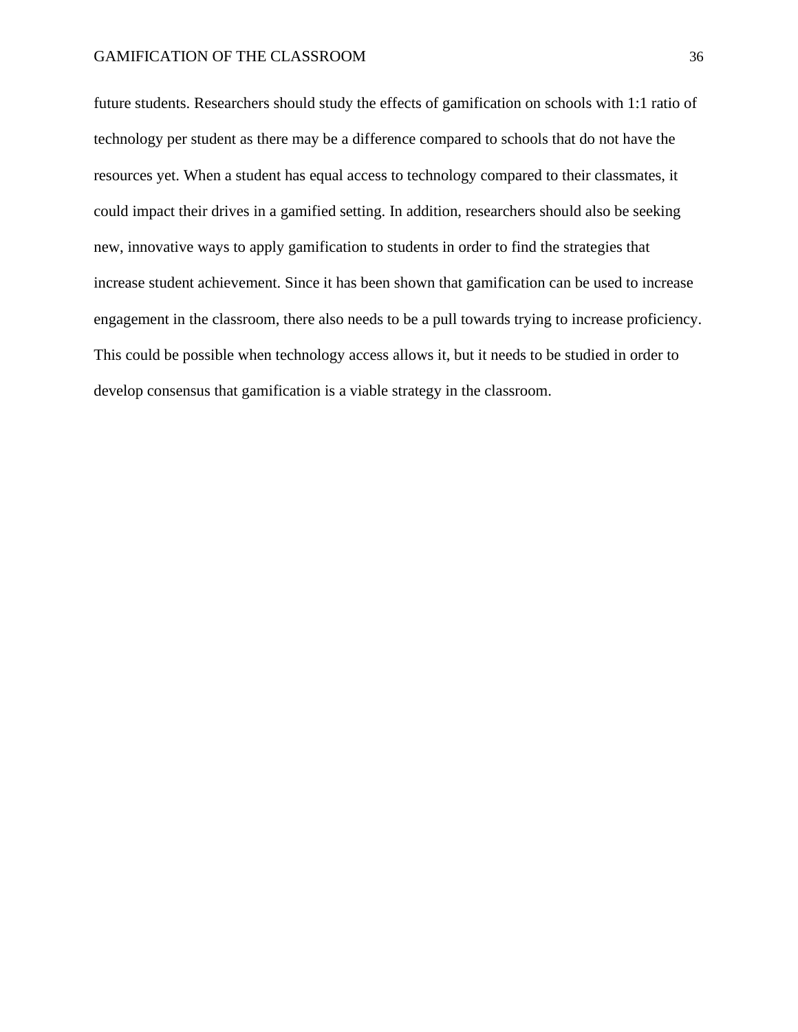future students. Researchers should study the effects of gamification on schools with 1:1 ratio of technology per student as there may be a difference compared to schools that do not have the resources yet. When a student has equal access to technology compared to their classmates, it could impact their drives in a gamified setting. In addition, researchers should also be seeking new, innovative ways to apply gamification to students in order to find the strategies that increase student achievement. Since it has been shown that gamification can be used to increase engagement in the classroom, there also needs to be a pull towards trying to increase proficiency. This could be possible when technology access allows it, but it needs to be studied in order to develop consensus that gamification is a viable strategy in the classroom.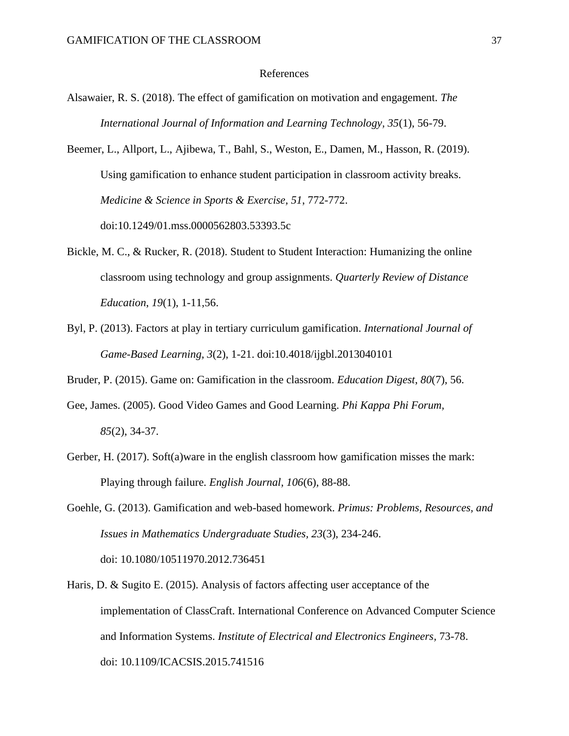# References

Alsawaier, R. S. (2018). The effect of gamification on motivation and engagement. *The International Journal of Information and Learning Technology, 35*(1), 56-79.

Beemer, L., Allport, L., Ajibewa, T., Bahl, S., Weston, E., Damen, M., Hasson, R. (2019). Using gamification to enhance student participation in classroom activity breaks. *Medicine & Science in Sports & Exercise, 51*, 772-772. doi:10.1249/01.mss.0000562803.53393.5c

Bickle, M. C., & Rucker, R. (2018). Student to Student Interaction: Humanizing the online classroom using technology and group assignments. *Quarterly Review of Distance Education*, *19*(1), 1-11,56.

Byl, P. (2013). Factors at play in tertiary curriculum gamification. *International Journal of Game-Based Learning, 3*(2), 1-21. doi:10.4018/ijgbl.2013040101

Bruder, P. (2015). Game on: Gamification in the classroom. *Education Digest*, *80*(7), 56.

Gee, James. (2005). Good Video Games and Good Learning. *Phi Kappa Phi Forum, 85*(2), 34-37.

Gerber, H. (2017). Soft(a)ware in the english classroom how gamification misses the mark: Playing through failure. *English Journal, 106*(6), 88-88.

Goehle, G. (2013). Gamification and web-based homework. *Primus: Problems, Resources, and Issues in Mathematics Undergraduate Studies, 23*(3), 234-246. doi: 10.1080/10511970.2012.736451

Haris, D. & Sugito E. (2015). Analysis of factors affecting user acceptance of the implementation of ClassCraft. International Conference on Advanced Computer Science and Information Systems. *Institute of Electrical and Electronics Engineers,* 73-78. doi: 10.1109/ICACSIS.2015.741516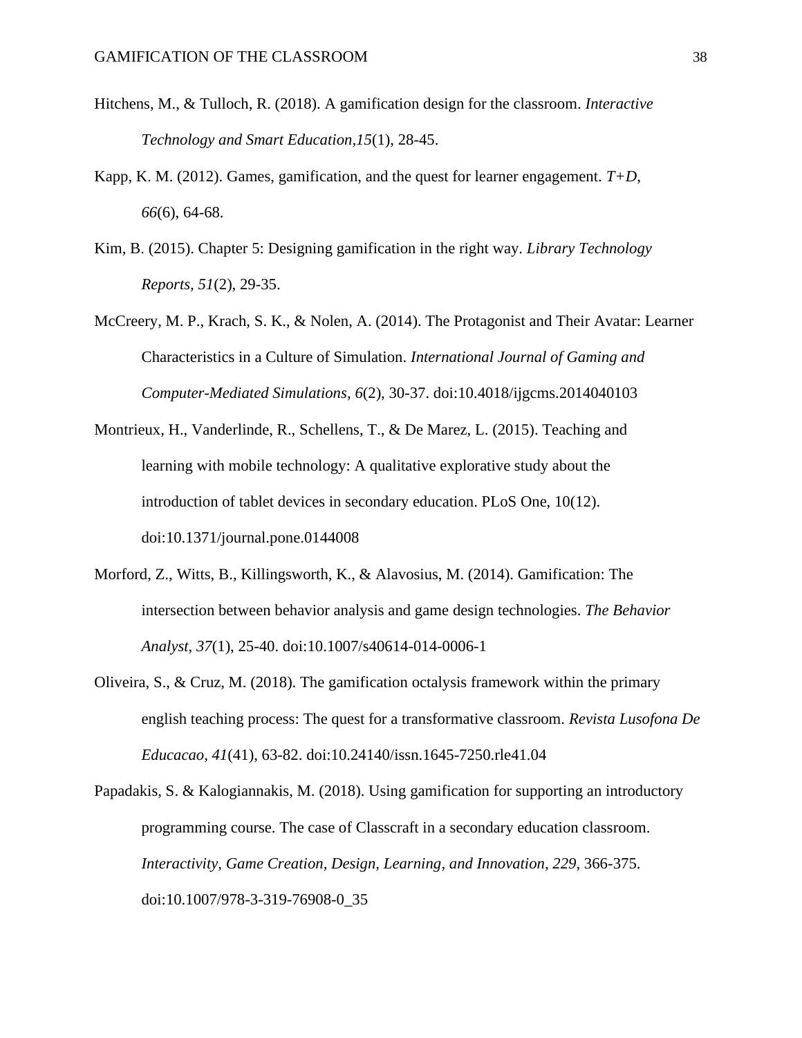Hitchens, M., & Tulloch, R. (2018). A gamification design for the classroom. *Interactive Technology and Smart Education,15*(1), 28-45.

Kapp, K. M. (2012). Games, gamification, and the quest for learner engagement. *T+D, 66*(6), 64-68.

Kim, B. (2015). Chapter 5: Designing gamification in the right way. *Library Technology Reports, 51*(2), 29-35.

McCreery, M. P., Krach, S. K., & Nolen, A. (2014). The Protagonist and Their Avatar: Learner Characteristics in a Culture of Simulation. *International Journal of Gaming and Computer-Mediated Simulations, 6*(2), 30-37. doi:10.4018/ijgcms.2014040103

Montrieux, H., Vanderlinde, R., Schellens, T., & De Marez, L. (2015). Teaching and learning with mobile technology: A qualitative explorative study about the introduction of tablet devices in secondary education. PLoS One, 10(12). doi:10.1371/journal.pone.0144008

Morford, Z., Witts, B., Killingsworth, K., & Alavosius, M. (2014). Gamification: The intersection between behavior analysis and game design technologies. *The Behavior Analyst, 37*(1), 25-40. doi:10.1007/s40614-014-0006-1

Oliveira, S., & Cruz, M. (2018). The gamification octalysis framework within the primary english teaching process: The quest for a transformative classroom. *Revista Lusofona De Educacao, 41*(41), 63-82. doi:10.24140/issn.1645-7250.rle41.04

Papadakis, S. & Kalogiannakis, M. (2018). Using gamification for supporting an introductory programming course. The case of Classcraft in a secondary education classroom. *Interactivity, Game Creation, Design, Learning, and Innovation, 229*, 366-375. doi:10.1007/978-3-319-76908-0_35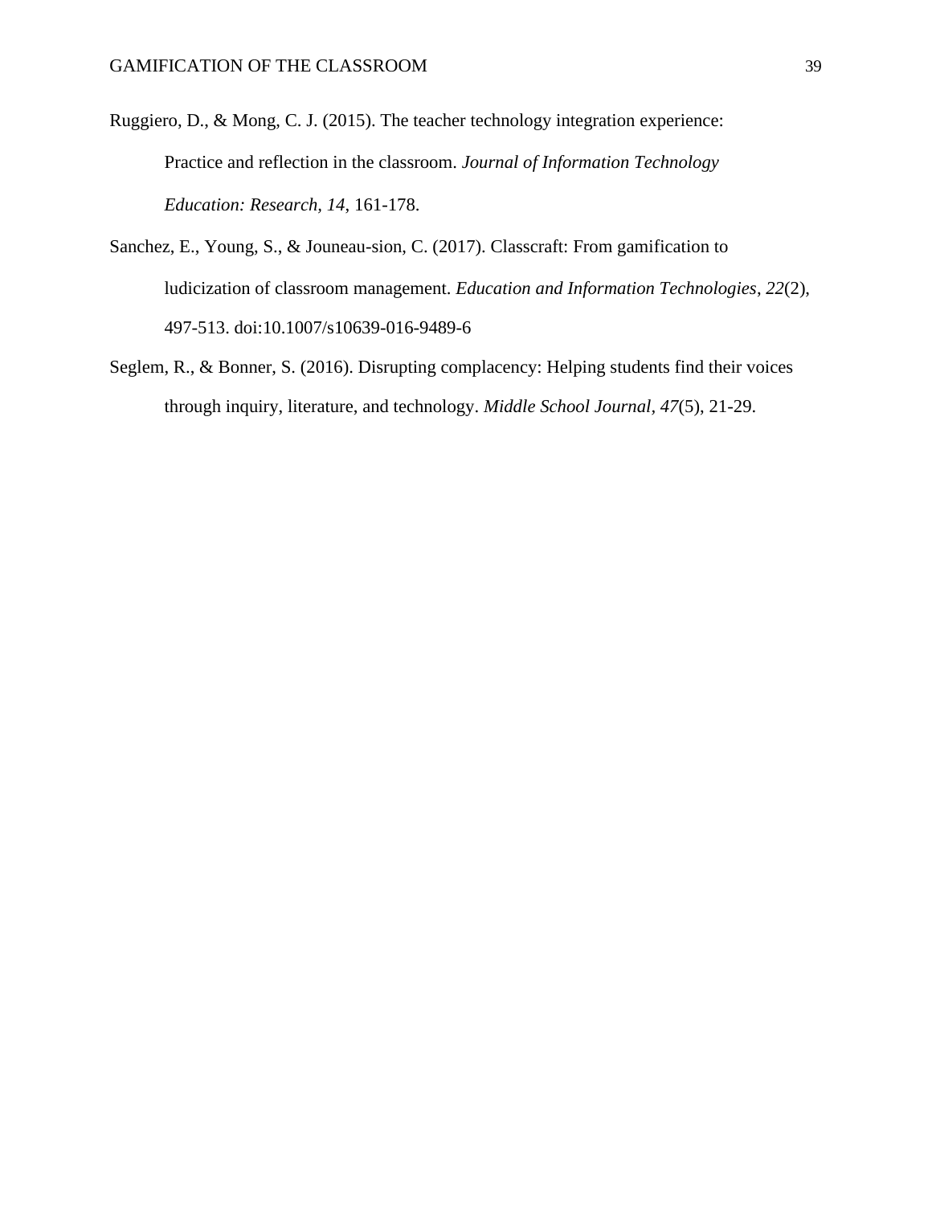Ruggiero, D., & Mong, C. J. (2015). The teacher technology integration experience: Practice and reflection in the classroom. *Journal of Information Technology Education: Research, 14*, 161-178.

Sanchez, E., Young, S., & Jouneau-sion, C. (2017). Classcraft: From gamification to ludicization of classroom management. *Education and Information Technologies*, *22*(2), 497-513. doi:10.1007/s10639-016-9489-6

Seglem, R., & Bonner, S. (2016). Disrupting complacency: Helping students find their voices through inquiry, literature, and technology. *Middle School Journal*, *47*(5), 21-29.